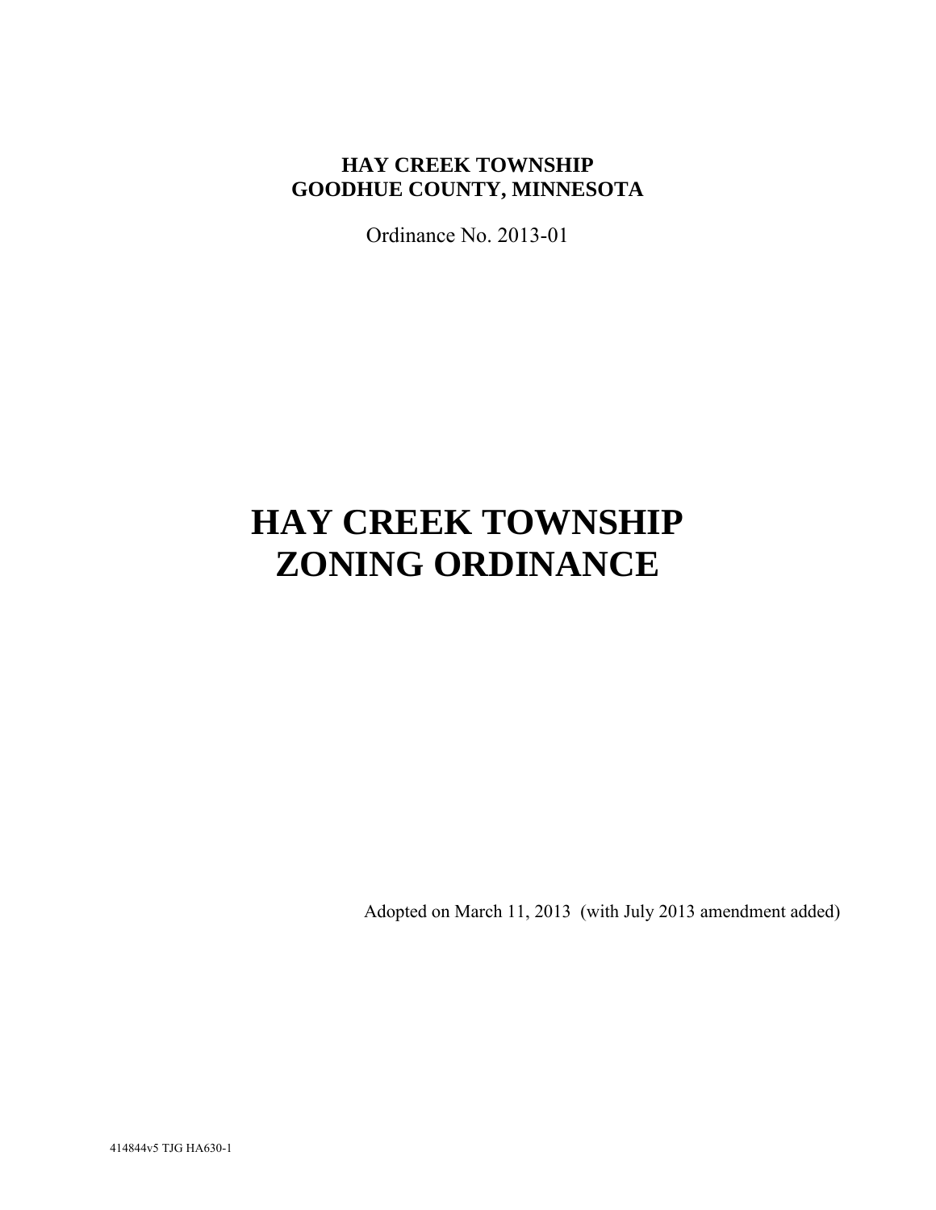**HAY CREEK TOWNSHIP**
**GOODHUE COUNTY, MINNESOTA**

Ordinance No. 2013-01

# HAY CREEK TOWNSHIP ZONING ORDINANCE

Adopted on March 11, 2013 (with July 2013 amendment added)

414844v5 TJG HA630-1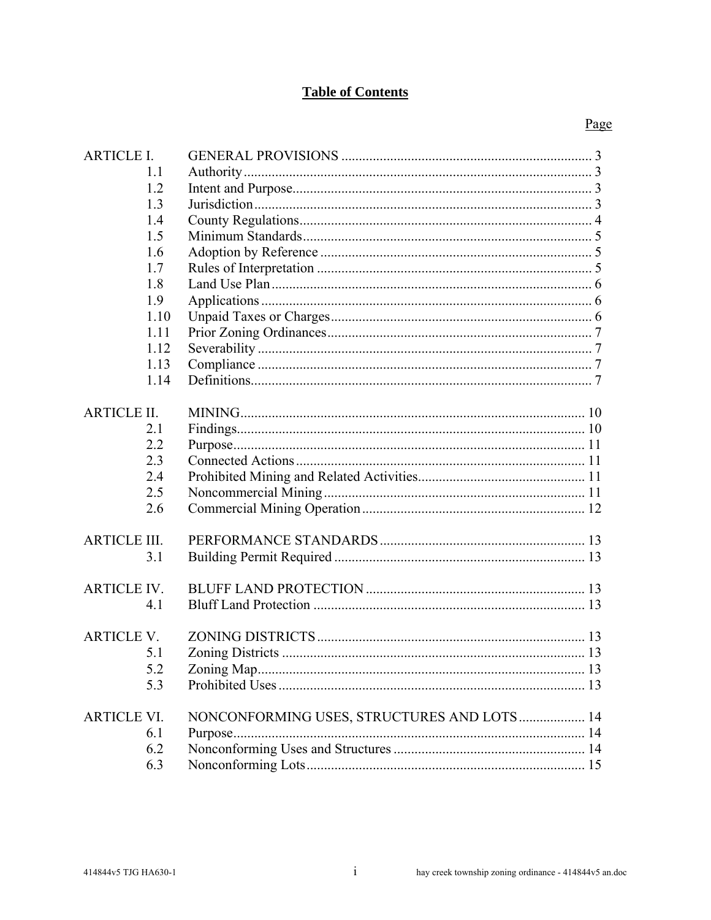# Table of Contents

| | | Page |
|---|---|---|
| ARTICLE I. | GENERAL PROVISIONS | 3 |
| 1.1 | Authority | 3 |
| 1.2 | Intent and Purpose | 3 |
| 1.3 | Jurisdiction | 3 |
| 1.4 | County Regulations | 4 |
| 1.5 | Minimum Standards | 5 |
| 1.6 | Adoption by Reference | 5 |
| 1.7 | Rules of Interpretation | 5 |
| 1.8 | Land Use Plan | 6 |
| 1.9 | Applications | 6 |
| 1.10 | Unpaid Taxes or Charges | 6 |
| 1.11 | Prior Zoning Ordinances | 7 |
| 1.12 | Severability | 7 |
| 1.13 | Compliance | 7 |
| 1.14 | Definitions | 7 |
| ARTICLE II. | MINING | 10 |
| 2.1 | Findings | 10 |
| 2.2 | Purpose | 11 |
| 2.3 | Connected Actions | 11 |
| 2.4 | Prohibited Mining and Related Activities | 11 |
| 2.5 | Noncommercial Mining | 11 |
| 2.6 | Commercial Mining Operation | 12 |
| ARTICLE III. | PERFORMANCE STANDARDS | 13 |
| 3.1 | Building Permit Required | 13 |
| ARTICLE IV. | BLUFF LAND PROTECTION | 13 |
| 4.1 | Bluff Land Protection | 13 |
| ARTICLE V. | ZONING DISTRICTS | 13 |
| 5.1 | Zoning Districts | 13 |
| 5.2 | Zoning Map | 13 |
| 5.3 | Prohibited Uses | 13 |
| ARTICLE VI. | NONCONFORMING USES, STRUCTURES AND LOTS | 14 |
| 6.1 | Purpose | 14 |
| 6.2 | Nonconforming Uses and Structures | 14 |
| 6.3 | Nonconforming Lots | 15 |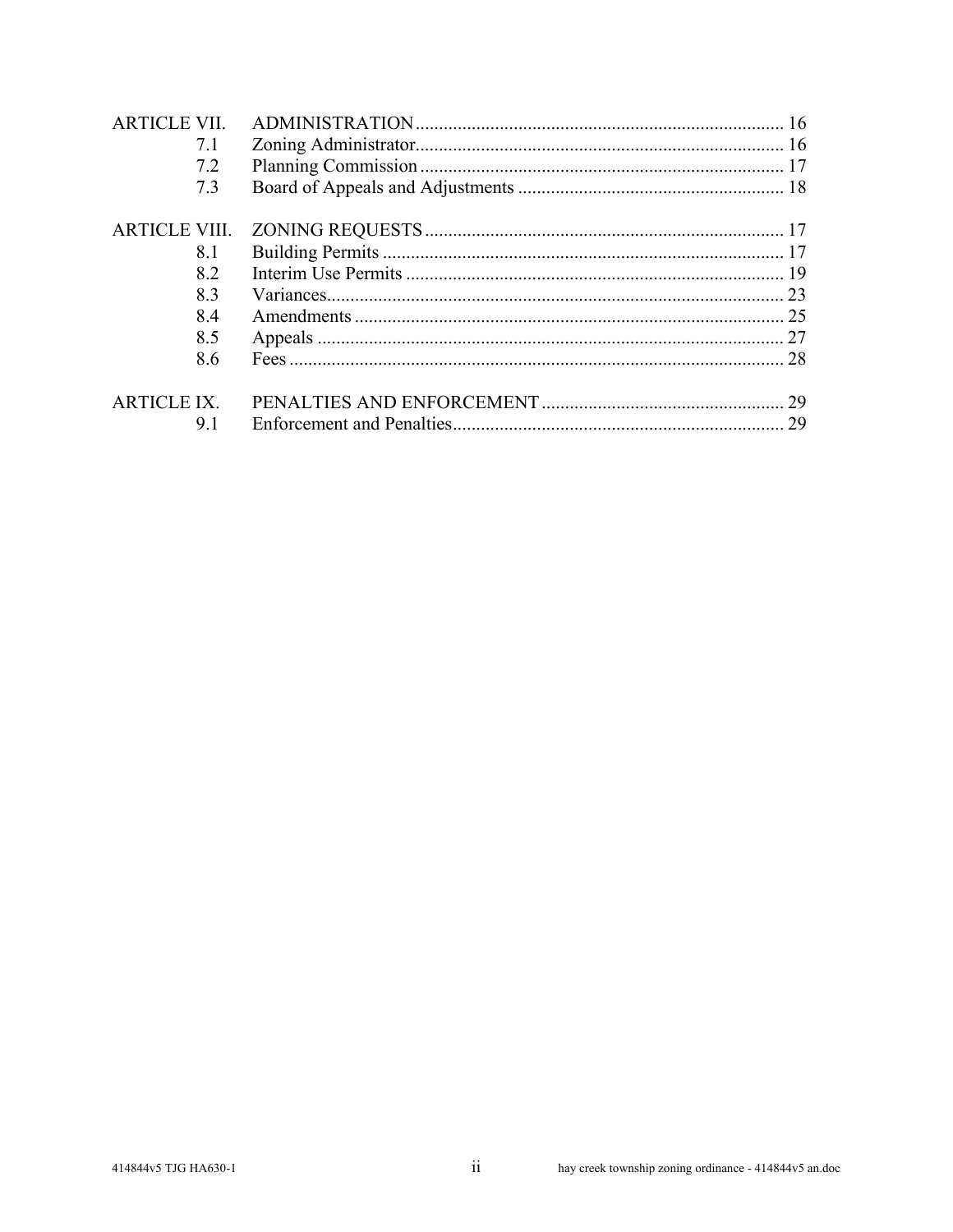| | | |
|---|---|---|
| ARTICLE VII. | ADMINISTRATION | 16 |
| 7.1 | Zoning Administrator | 16 |
| 7.2 | Planning Commission | 17 |
| 7.3 | Board of Appeals and Adjustments | 18 |
| ARTICLE VIII. | ZONING REQUESTS | 17 |
| 8.1 | Building Permits | 17 |
| 8.2 | Interim Use Permits | 19 |
| 8.3 | Variances | 23 |
| 8.4 | Amendments | 25 |
| 8.5 | Appeals | 27 |
| 8.6 | Fees | 28 |
| ARTICLE IX. | PENALTIES AND ENFORCEMENT | 29 |
| 9.1 | Enforcement and Penalties | 29 |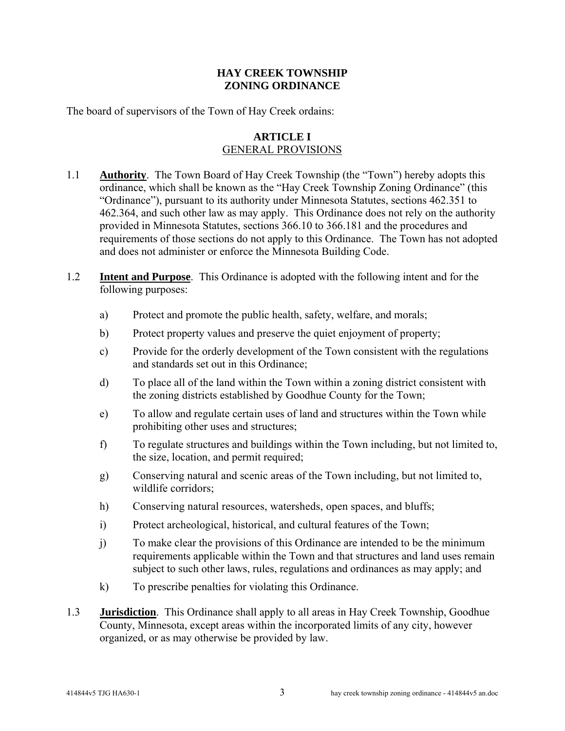# HAY CREEK TOWNSHIP
# ZONING ORDINANCE

The board of supervisors of the Town of Hay Creek ordains:

## ARTICLE I
## GENERAL PROVISIONS

1.1 **Authority**. The Town Board of Hay Creek Township (the "Town") hereby adopts this ordinance, which shall be known as the "Hay Creek Township Zoning Ordinance" (this "Ordinance"), pursuant to its authority under Minnesota Statutes, sections 462.351 to 462.364, and such other law as may apply. This Ordinance does not rely on the authority provided in Minnesota Statutes, sections 366.10 to 366.181 and the procedures and requirements of those sections do not apply to this Ordinance. The Town has not adopted and does not administer or enforce the Minnesota Building Code.

1.2 **Intent and Purpose**. This Ordinance is adopted with the following intent and for the following purposes:

   a) Protect and promote the public health, safety, welfare, and morals;

   b) Protect property values and preserve the quiet enjoyment of property;

   c) Provide for the orderly development of the Town consistent with the regulations and standards set out in this Ordinance;

   d) To place all of the land within the Town within a zoning district consistent with the zoning districts established by Goodhue County for the Town;

   e) To allow and regulate certain uses of land and structures within the Town while prohibiting other uses and structures;

   f) To regulate structures and buildings within the Town including, but not limited to, the size, location, and permit required;

   g) Conserving natural and scenic areas of the Town including, but not limited to, wildlife corridors;

   h) Conserving natural resources, watersheds, open spaces, and bluffs;

   i) Protect archeological, historical, and cultural features of the Town;

   j) To make clear the provisions of this Ordinance are intended to be the minimum requirements applicable within the Town and that structures and land uses remain subject to such other laws, rules, regulations and ordinances as may apply; and

   k) To prescribe penalties for violating this Ordinance.

1.3 **Jurisdiction**. This Ordinance shall apply to all areas in Hay Creek Township, Goodhue County, Minnesota, except areas within the incorporated limits of any city, however organized, or as may otherwise be provided by law.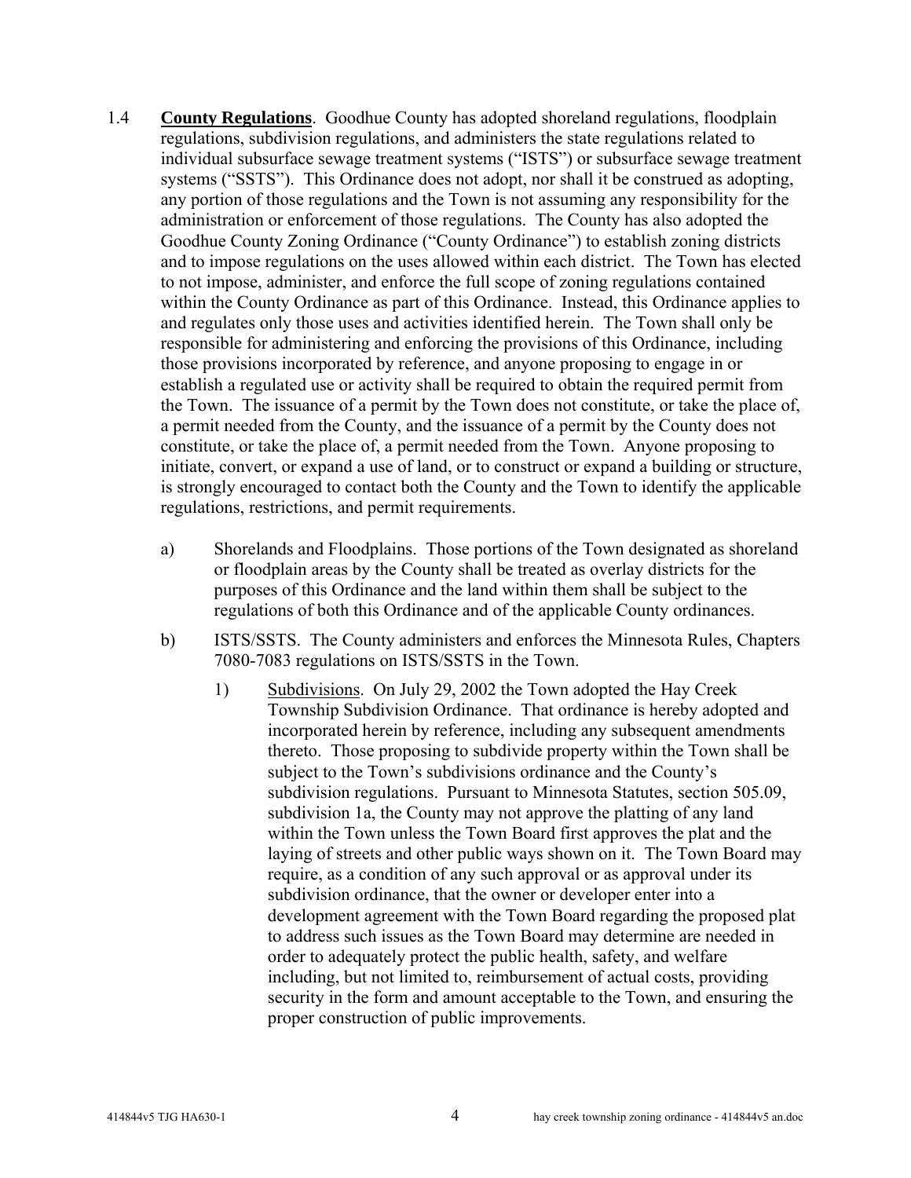1.4 **County Regulations**. Goodhue County has adopted shoreland regulations, floodplain regulations, subdivision regulations, and administers the state regulations related to individual subsurface sewage treatment systems ("ISTS") or subsurface sewage treatment systems ("SSTS"). This Ordinance does not adopt, nor shall it be construed as adopting, any portion of those regulations and the Town is not assuming any responsibility for the administration or enforcement of those regulations. The County has also adopted the Goodhue County Zoning Ordinance ("County Ordinance") to establish zoning districts and to impose regulations on the uses allowed within each district. The Town has elected to not impose, administer, and enforce the full scope of zoning regulations contained within the County Ordinance as part of this Ordinance. Instead, this Ordinance applies to and regulates only those uses and activities identified herein. The Town shall only be responsible for administering and enforcing the provisions of this Ordinance, including those provisions incorporated by reference, and anyone proposing to engage in or establish a regulated use or activity shall be required to obtain the required permit from the Town. The issuance of a permit by the Town does not constitute, or take the place of, a permit needed from the County, and the issuance of a permit by the County does not constitute, or take the place of, a permit needed from the Town. Anyone proposing to initiate, convert, or expand a use of land, or to construct or expand a building or structure, is strongly encouraged to contact both the County and the Town to identify the applicable regulations, restrictions, and permit requirements.

a) Shorelands and Floodplains. Those portions of the Town designated as shoreland or floodplain areas by the County shall be treated as overlay districts for the purposes of this Ordinance and the land within them shall be subject to the regulations of both this Ordinance and of the applicable County ordinances.

b) ISTS/SSTS. The County administers and enforces the Minnesota Rules, Chapters 7080-7083 regulations on ISTS/SSTS in the Town.

1) Subdivisions. On July 29, 2002 the Town adopted the Hay Creek Township Subdivision Ordinance. That ordinance is hereby adopted and incorporated herein by reference, including any subsequent amendments thereto. Those proposing to subdivide property within the Town shall be subject to the Town's subdivisions ordinance and the County's subdivision regulations. Pursuant to Minnesota Statutes, section 505.09, subdivision 1a, the County may not approve the platting of any land within the Town unless the Town Board first approves the plat and the laying of streets and other public ways shown on it. The Town Board may require, as a condition of any such approval or as approval under its subdivision ordinance, that the owner or developer enter into a development agreement with the Town Board regarding the proposed plat to address such issues as the Town Board may determine are needed in order to adequately protect the public health, safety, and welfare including, but not limited to, reimbursement of actual costs, providing security in the form and amount acceptable to the Town, and ensuring the proper construction of public improvements.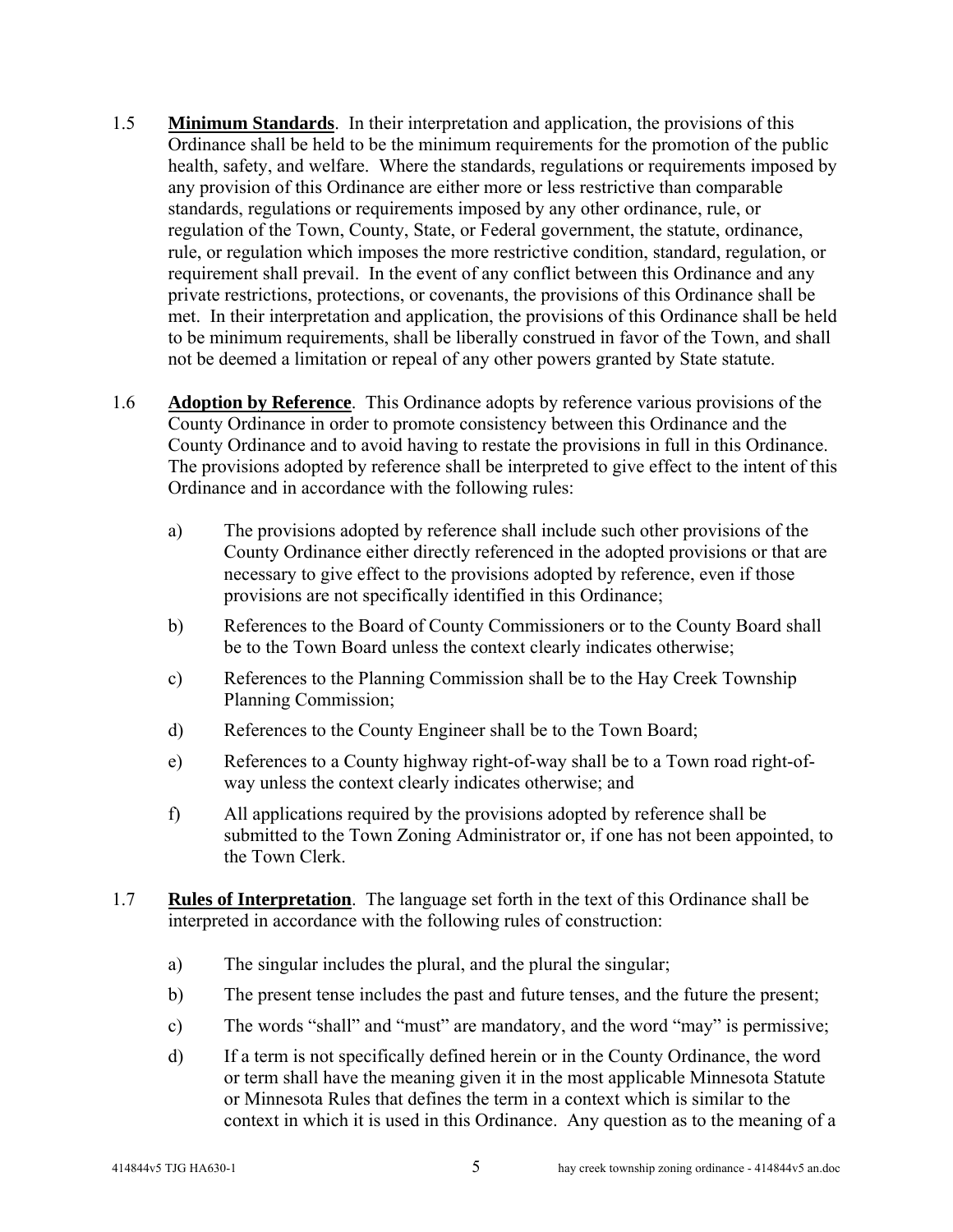1.5 **Minimum Standards**. In their interpretation and application, the provisions of this Ordinance shall be held to be the minimum requirements for the promotion of the public health, safety, and welfare. Where the standards, regulations or requirements imposed by any provision of this Ordinance are either more or less restrictive than comparable standards, regulations or requirements imposed by any other ordinance, rule, or regulation of the Town, County, State, or Federal government, the statute, ordinance, rule, or regulation which imposes the more restrictive condition, standard, regulation, or requirement shall prevail. In the event of any conflict between this Ordinance and any private restrictions, protections, or covenants, the provisions of this Ordinance shall be met. In their interpretation and application, the provisions of this Ordinance shall be held to be minimum requirements, shall be liberally construed in favor of the Town, and shall not be deemed a limitation or repeal of any other powers granted by State statute.

1.6 **Adoption by Reference**. This Ordinance adopts by reference various provisions of the County Ordinance in order to promote consistency between this Ordinance and the County Ordinance and to avoid having to restate the provisions in full in this Ordinance. The provisions adopted by reference shall be interpreted to give effect to the intent of this Ordinance and in accordance with the following rules:

a) The provisions adopted by reference shall include such other provisions of the County Ordinance either directly referenced in the adopted provisions or that are necessary to give effect to the provisions adopted by reference, even if those provisions are not specifically identified in this Ordinance;

b) References to the Board of County Commissioners or to the County Board shall be to the Town Board unless the context clearly indicates otherwise;

c) References to the Planning Commission shall be to the Hay Creek Township Planning Commission;

d) References to the County Engineer shall be to the Town Board;

e) References to a County highway right-of-way shall be to a Town road right-of-way unless the context clearly indicates otherwise; and

f) All applications required by the provisions adopted by reference shall be submitted to the Town Zoning Administrator or, if one has not been appointed, to the Town Clerk.

1.7 **Rules of Interpretation**. The language set forth in the text of this Ordinance shall be interpreted in accordance with the following rules of construction:

a) The singular includes the plural, and the plural the singular;

b) The present tense includes the past and future tenses, and the future the present;

c) The words "shall" and "must" are mandatory, and the word "may" is permissive;

d) If a term is not specifically defined herein or in the County Ordinance, the word or term shall have the meaning given it in the most applicable Minnesota Statute or Minnesota Rules that defines the term in a context which is similar to the context in which it is used in this Ordinance. Any question as to the meaning of a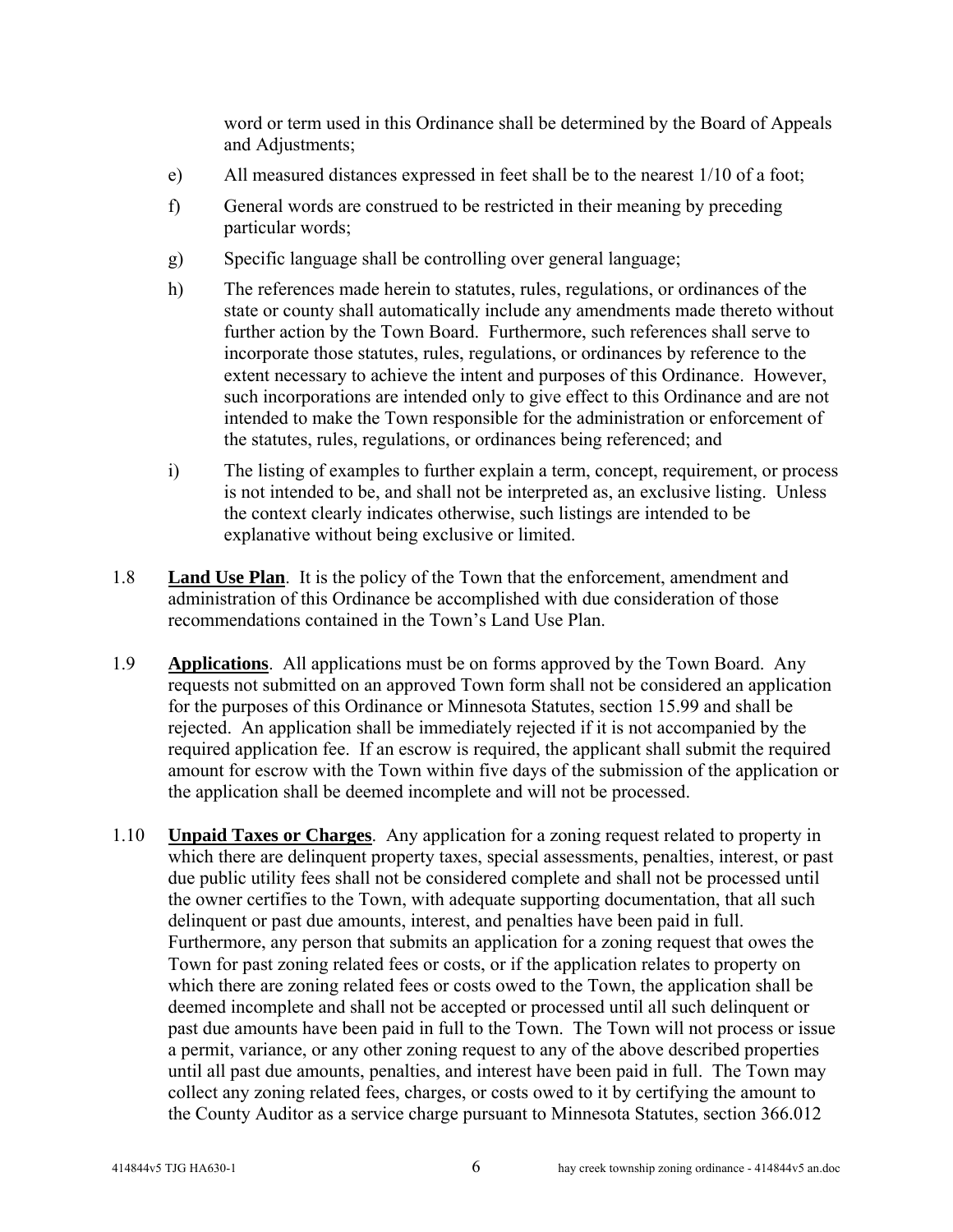word or term used in this Ordinance shall be determined by the Board of Appeals and Adjustments;

e) All measured distances expressed in feet shall be to the nearest 1/10 of a foot;

f) General words are construed to be restricted in their meaning by preceding particular words;

g) Specific language shall be controlling over general language;

h) The references made herein to statutes, rules, regulations, or ordinances of the state or county shall automatically include any amendments made thereto without further action by the Town Board. Furthermore, such references shall serve to incorporate those statutes, rules, regulations, or ordinances by reference to the extent necessary to achieve the intent and purposes of this Ordinance. However, such incorporations are intended only to give effect to this Ordinance and are not intended to make the Town responsible for the administration or enforcement of the statutes, rules, regulations, or ordinances being referenced; and

i) The listing of examples to further explain a term, concept, requirement, or process is not intended to be, and shall not be interpreted as, an exclusive listing. Unless the context clearly indicates otherwise, such listings are intended to be explanative without being exclusive or limited.

1.8 **Land Use Plan**. It is the policy of the Town that the enforcement, amendment and administration of this Ordinance be accomplished with due consideration of those recommendations contained in the Town's Land Use Plan.

1.9 **Applications**. All applications must be on forms approved by the Town Board. Any requests not submitted on an approved Town form shall not be considered an application for the purposes of this Ordinance or Minnesota Statutes, section 15.99 and shall be rejected. An application shall be immediately rejected if it is not accompanied by the required application fee. If an escrow is required, the applicant shall submit the required amount for escrow with the Town within five days of the submission of the application or the application shall be deemed incomplete and will not be processed.

1.10 **Unpaid Taxes or Charges**. Any application for a zoning request related to property in which there are delinquent property taxes, special assessments, penalties, interest, or past due public utility fees shall not be considered complete and shall not be processed until the owner certifies to the Town, with adequate supporting documentation, that all such delinquent or past due amounts, interest, and penalties have been paid in full. Furthermore, any person that submits an application for a zoning request that owes the Town for past zoning related fees or costs, or if the application relates to property on which there are zoning related fees or costs owed to the Town, the application shall be deemed incomplete and shall not be accepted or processed until all such delinquent or past due amounts have been paid in full to the Town. The Town will not process or issue a permit, variance, or any other zoning request to any of the above described properties until all past due amounts, penalties, and interest have been paid in full. The Town may collect any zoning related fees, charges, or costs owed to it by certifying the amount to the County Auditor as a service charge pursuant to Minnesota Statutes, section 366.012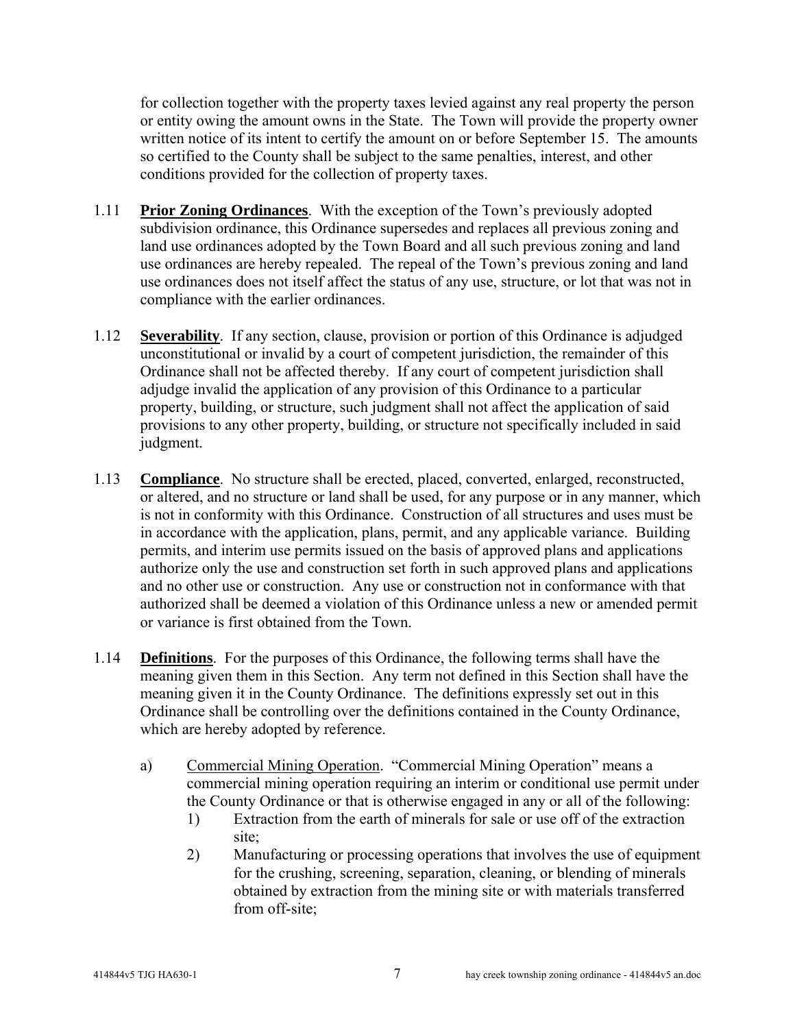for collection together with the property taxes levied against any real property the person or entity owing the amount owns in the State. The Town will provide the property owner written notice of its intent to certify the amount on or before September 15. The amounts so certified to the County shall be subject to the same penalties, interest, and other conditions provided for the collection of property taxes.

1.11 **Prior Zoning Ordinances**. With the exception of the Town's previously adopted subdivision ordinance, this Ordinance supersedes and replaces all previous zoning and land use ordinances adopted by the Town Board and all such previous zoning and land use ordinances are hereby repealed. The repeal of the Town's previous zoning and land use ordinances does not itself affect the status of any use, structure, or lot that was not in compliance with the earlier ordinances.

1.12 **Severability**. If any section, clause, provision or portion of this Ordinance is adjudged unconstitutional or invalid by a court of competent jurisdiction, the remainder of this Ordinance shall not be affected thereby. If any court of competent jurisdiction shall adjudge invalid the application of any provision of this Ordinance to a particular property, building, or structure, such judgment shall not affect the application of said provisions to any other property, building, or structure not specifically included in said judgment.

1.13 **Compliance**. No structure shall be erected, placed, converted, enlarged, reconstructed, or altered, and no structure or land shall be used, for any purpose or in any manner, which is not in conformity with this Ordinance. Construction of all structures and uses must be in accordance with the application, plans, permit, and any applicable variance. Building permits, and interim use permits issued on the basis of approved plans and applications authorize only the use and construction set forth in such approved plans and applications and no other use or construction. Any use or construction not in conformance with that authorized shall be deemed a violation of this Ordinance unless a new or amended permit or variance is first obtained from the Town.

1.14 **Definitions**. For the purposes of this Ordinance, the following terms shall have the meaning given them in this Section. Any term not defined in this Section shall have the meaning given it in the County Ordinance. The definitions expressly set out in this Ordinance shall be controlling over the definitions contained in the County Ordinance, which are hereby adopted by reference.

a) Commercial Mining Operation. "Commercial Mining Operation" means a commercial mining operation requiring an interim or conditional use permit under the County Ordinance or that is otherwise engaged in any or all of the following:

1) Extraction from the earth of minerals for sale or use off of the extraction site;

2) Manufacturing or processing operations that involves the use of equipment for the crushing, screening, separation, cleaning, or blending of minerals obtained by extraction from the mining site or with materials transferred from off-site;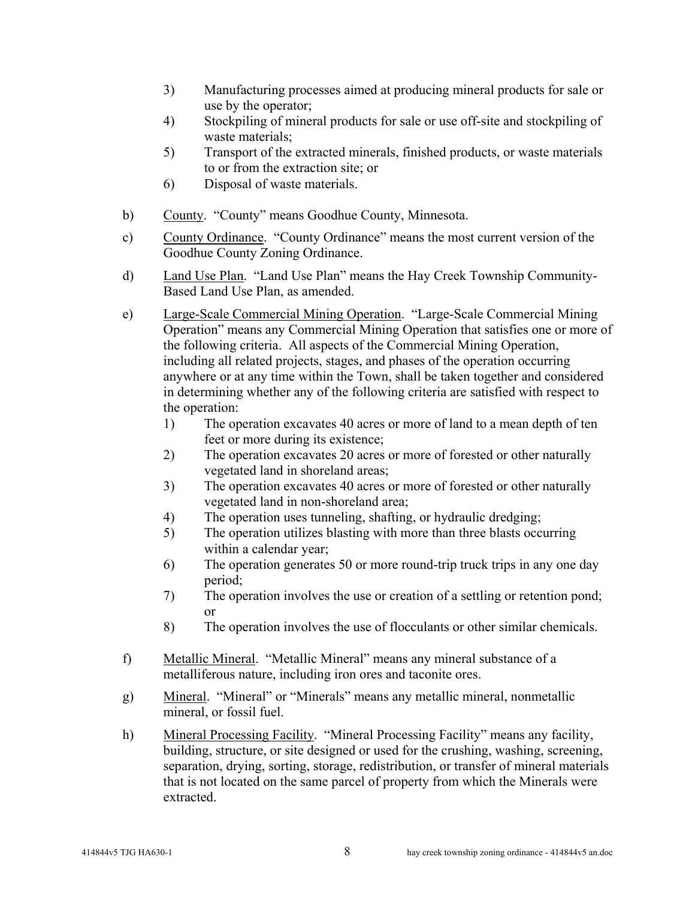3) Manufacturing processes aimed at producing mineral products for sale or use by the operator;
4) Stockpiling of mineral products for sale or use off-site and stockpiling of waste materials;
5) Transport of the extracted minerals, finished products, or waste materials to or from the extraction site; or
6) Disposal of waste materials.

b) County. "County" means Goodhue County, Minnesota.

c) County Ordinance. "County Ordinance" means the most current version of the Goodhue County Zoning Ordinance.

d) Land Use Plan. "Land Use Plan" means the Hay Creek Township Community-Based Land Use Plan, as amended.

e) Large-Scale Commercial Mining Operation. "Large-Scale Commercial Mining Operation" means any Commercial Mining Operation that satisfies one or more of the following criteria. All aspects of the Commercial Mining Operation, including all related projects, stages, and phases of the operation occurring anywhere or at any time within the Town, shall be taken together and considered in determining whether any of the following criteria are satisfied with respect to the operation:
1) The operation excavates 40 acres or more of land to a mean depth of ten feet or more during its existence;
2) The operation excavates 20 acres or more of forested or other naturally vegetated land in shoreland areas;
3) The operation excavates 40 acres or more of forested or other naturally vegetated land in non-shoreland area;
4) The operation uses tunneling, shafting, or hydraulic dredging;
5) The operation utilizes blasting with more than three blasts occurring within a calendar year;
6) The operation generates 50 or more round-trip truck trips in any one day period;
7) The operation involves the use or creation of a settling or retention pond; or
8) The operation involves the use of flocculants or other similar chemicals.

f) Metallic Mineral. "Metallic Mineral" means any mineral substance of a metalliferous nature, including iron ores and taconite ores.

g) Mineral. "Mineral" or "Minerals" means any metallic mineral, nonmetallic mineral, or fossil fuel.

h) Mineral Processing Facility. "Mineral Processing Facility" means any facility, building, structure, or site designed or used for the crushing, washing, screening, separation, drying, sorting, storage, redistribution, or transfer of mineral materials that is not located on the same parcel of property from which the Minerals were extracted.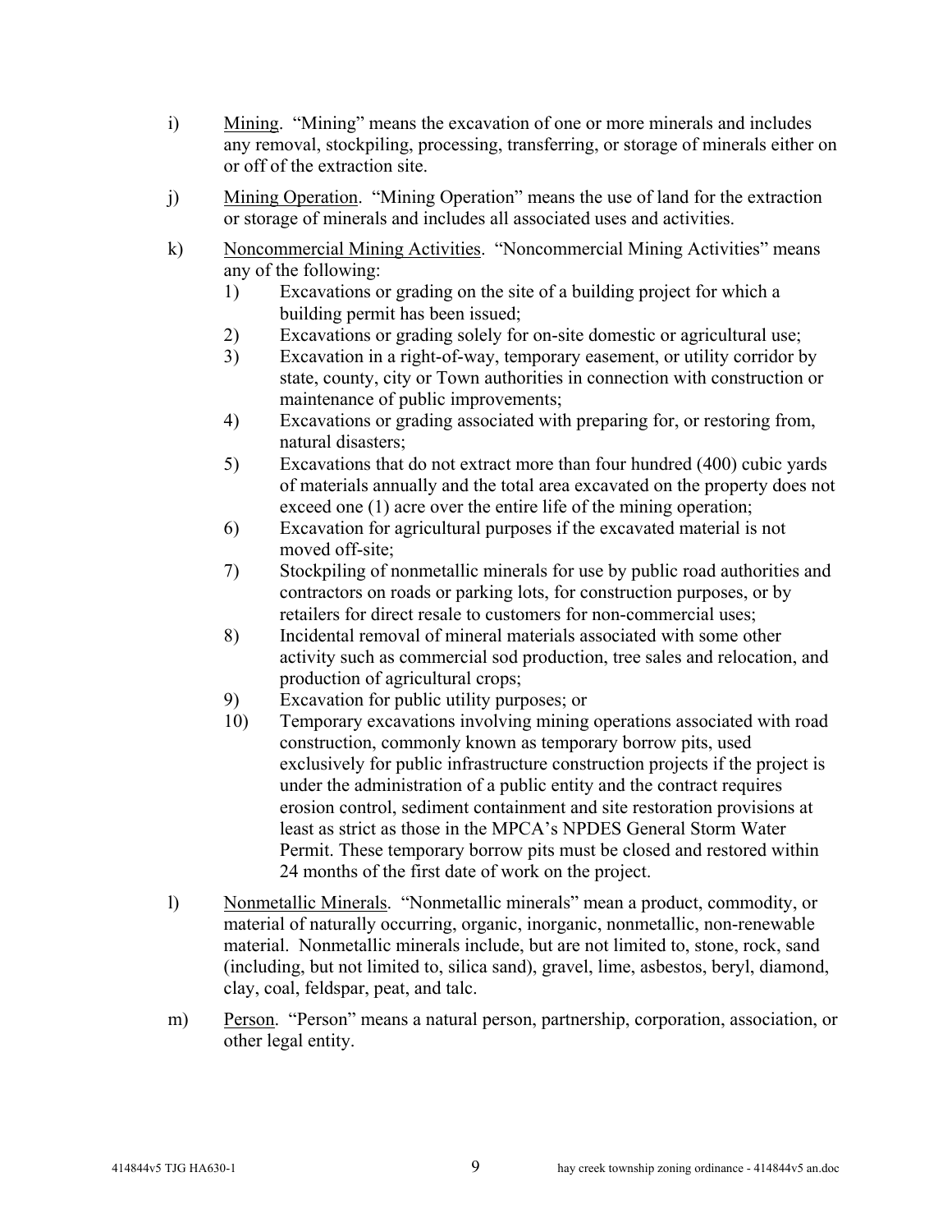i) Mining. "Mining" means the excavation of one or more minerals and includes any removal, stockpiling, processing, transferring, or storage of minerals either on or off of the extraction site.

j) Mining Operation. "Mining Operation" means the use of land for the extraction or storage of minerals and includes all associated uses and activities.

k) Noncommercial Mining Activities. "Noncommercial Mining Activities" means any of the following:

   1) Excavations or grading on the site of a building project for which a building permit has been issued;
   2) Excavations or grading solely for on-site domestic or agricultural use;
   3) Excavation in a right-of-way, temporary easement, or utility corridor by state, county, city or Town authorities in connection with construction or maintenance of public improvements;
   4) Excavations or grading associated with preparing for, or restoring from, natural disasters;
   5) Excavations that do not extract more than four hundred (400) cubic yards of materials annually and the total area excavated on the property does not exceed one (1) acre over the entire life of the mining operation;
   6) Excavation for agricultural purposes if the excavated material is not moved off-site;
   7) Stockpiling of nonmetallic minerals for use by public road authorities and contractors on roads or parking lots, for construction purposes, or by retailers for direct resale to customers for non-commercial uses;
   8) Incidental removal of mineral materials associated with some other activity such as commercial sod production, tree sales and relocation, and production of agricultural crops;
   9) Excavation for public utility purposes; or
   10) Temporary excavations involving mining operations associated with road construction, commonly known as temporary borrow pits, used exclusively for public infrastructure construction projects if the project is under the administration of a public entity and the contract requires erosion control, sediment containment and site restoration provisions at least as strict as those in the MPCA's NPDES General Storm Water Permit. These temporary borrow pits must be closed and restored within 24 months of the first date of work on the project.

l) Nonmetallic Minerals. "Nonmetallic minerals" mean a product, commodity, or material of naturally occurring, organic, inorganic, nonmetallic, non-renewable material. Nonmetallic minerals include, but are not limited to, stone, rock, sand (including, but not limited to, silica sand), gravel, lime, asbestos, beryl, diamond, clay, coal, feldspar, peat, and talc.

m) Person. "Person" means a natural person, partnership, corporation, association, or other legal entity.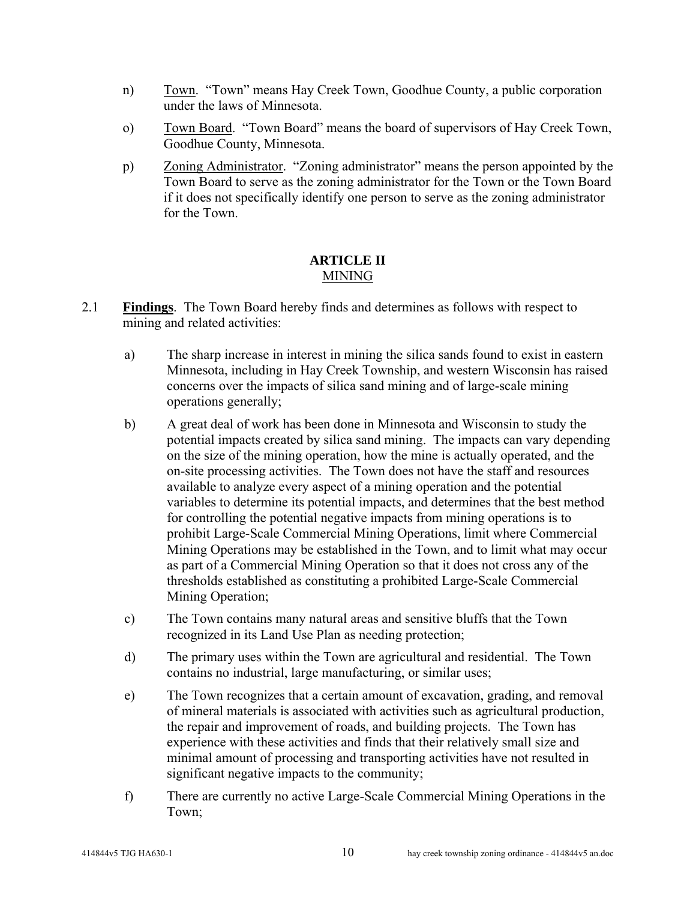n) Town. "Town" means Hay Creek Town, Goodhue County, a public corporation under the laws of Minnesota.

o) Town Board. "Town Board" means the board of supervisors of Hay Creek Town, Goodhue County, Minnesota.

p) Zoning Administrator. "Zoning administrator" means the person appointed by the Town Board to serve as the zoning administrator for the Town or the Town Board if it does not specifically identify one person to serve as the zoning administrator for the Town.

## ARTICLE II
## MINING

2.1 **Findings**. The Town Board hereby finds and determines as follows with respect to mining and related activities:

a) The sharp increase in interest in mining the silica sands found to exist in eastern Minnesota, including in Hay Creek Township, and western Wisconsin has raised concerns over the impacts of silica sand mining and of large-scale mining operations generally;

b) A great deal of work has been done in Minnesota and Wisconsin to study the potential impacts created by silica sand mining. The impacts can vary depending on the size of the mining operation, how the mine is actually operated, and the on-site processing activities. The Town does not have the staff and resources available to analyze every aspect of a mining operation and the potential variables to determine its potential impacts, and determines that the best method for controlling the potential negative impacts from mining operations is to prohibit Large-Scale Commercial Mining Operations, limit where Commercial Mining Operations may be established in the Town, and to limit what may occur as part of a Commercial Mining Operation so that it does not cross any of the thresholds established as constituting a prohibited Large-Scale Commercial Mining Operation;

c) The Town contains many natural areas and sensitive bluffs that the Town recognized in its Land Use Plan as needing protection;

d) The primary uses within the Town are agricultural and residential. The Town contains no industrial, large manufacturing, or similar uses;

e) The Town recognizes that a certain amount of excavation, grading, and removal of mineral materials is associated with activities such as agricultural production, the repair and improvement of roads, and building projects. The Town has experience with these activities and finds that their relatively small size and minimal amount of processing and transporting activities have not resulted in significant negative impacts to the community;

f) There are currently no active Large-Scale Commercial Mining Operations in the Town;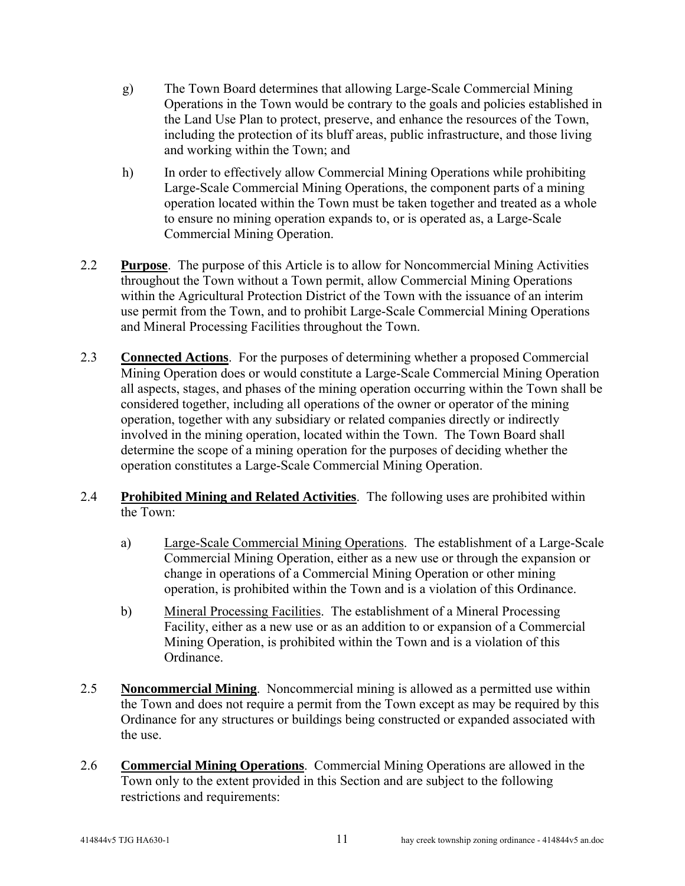g) The Town Board determines that allowing Large-Scale Commercial Mining Operations in the Town would be contrary to the goals and policies established in the Land Use Plan to protect, preserve, and enhance the resources of the Town, including the protection of its bluff areas, public infrastructure, and those living and working within the Town; and

h) In order to effectively allow Commercial Mining Operations while prohibiting Large-Scale Commercial Mining Operations, the component parts of a mining operation located within the Town must be taken together and treated as a whole to ensure no mining operation expands to, or is operated as, a Large-Scale Commercial Mining Operation.

2.2 **Purpose**. The purpose of this Article is to allow for Noncommercial Mining Activities throughout the Town without a Town permit, allow Commercial Mining Operations within the Agricultural Protection District of the Town with the issuance of an interim use permit from the Town, and to prohibit Large-Scale Commercial Mining Operations and Mineral Processing Facilities throughout the Town.

2.3 **Connected Actions**. For the purposes of determining whether a proposed Commercial Mining Operation does or would constitute a Large-Scale Commercial Mining Operation all aspects, stages, and phases of the mining operation occurring within the Town shall be considered together, including all operations of the owner or operator of the mining operation, together with any subsidiary or related companies directly or indirectly involved in the mining operation, located within the Town. The Town Board shall determine the scope of a mining operation for the purposes of deciding whether the operation constitutes a Large-Scale Commercial Mining Operation.

2.4 **Prohibited Mining and Related Activities**. The following uses are prohibited within the Town:

a) Large-Scale Commercial Mining Operations. The establishment of a Large-Scale Commercial Mining Operation, either as a new use or through the expansion or change in operations of a Commercial Mining Operation or other mining operation, is prohibited within the Town and is a violation of this Ordinance.

b) Mineral Processing Facilities. The establishment of a Mineral Processing Facility, either as a new use or as an addition to or expansion of a Commercial Mining Operation, is prohibited within the Town and is a violation of this Ordinance.

2.5 **Noncommercial Mining**. Noncommercial mining is allowed as a permitted use within the Town and does not require a permit from the Town except as may be required by this Ordinance for any structures or buildings being constructed or expanded associated with the use.

2.6 **Commercial Mining Operations**. Commercial Mining Operations are allowed in the Town only to the extent provided in this Section and are subject to the following restrictions and requirements: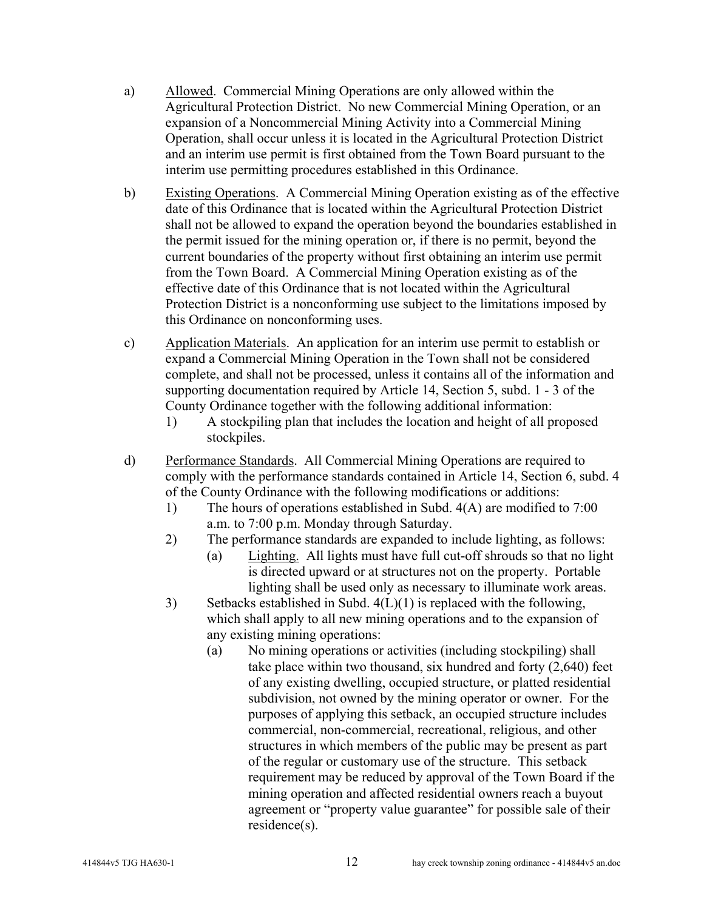a) Allowed. Commercial Mining Operations are only allowed within the Agricultural Protection District. No new Commercial Mining Operation, or an expansion of a Noncommercial Mining Activity into a Commercial Mining Operation, shall occur unless it is located in the Agricultural Protection District and an interim use permit is first obtained from the Town Board pursuant to the interim use permitting procedures established in this Ordinance.

b) Existing Operations. A Commercial Mining Operation existing as of the effective date of this Ordinance that is located within the Agricultural Protection District shall not be allowed to expand the operation beyond the boundaries established in the permit issued for the mining operation or, if there is no permit, beyond the current boundaries of the property without first obtaining an interim use permit from the Town Board. A Commercial Mining Operation existing as of the effective date of this Ordinance that is not located within the Agricultural Protection District is a nonconforming use subject to the limitations imposed by this Ordinance on nonconforming uses.

c) Application Materials. An application for an interim use permit to establish or expand a Commercial Mining Operation in the Town shall not be considered complete, and shall not be processed, unless it contains all of the information and supporting documentation required by Article 14, Section 5, subd. 1 - 3 of the County Ordinance together with the following additional information:

   1) A stockpiling plan that includes the location and height of all proposed stockpiles.

d) Performance Standards. All Commercial Mining Operations are required to comply with the performance standards contained in Article 14, Section 6, subd. 4 of the County Ordinance with the following modifications or additions:

   1) The hours of operations established in Subd. 4(A) are modified to 7:00 a.m. to 7:00 p.m. Monday through Saturday.

   2) The performance standards are expanded to include lighting, as follows:

      (a) Lighting. All lights must have full cut-off shrouds so that no light is directed upward or at structures not on the property. Portable lighting shall be used only as necessary to illuminate work areas.

   3) Setbacks established in Subd. 4(L)(1) is replaced with the following, which shall apply to all new mining operations and to the expansion of any existing mining operations:

      (a) No mining operations or activities (including stockpiling) shall take place within two thousand, six hundred and forty (2,640) feet of any existing dwelling, occupied structure, or platted residential subdivision, not owned by the mining operator or owner. For the purposes of applying this setback, an occupied structure includes commercial, non-commercial, recreational, religious, and other structures in which members of the public may be present as part of the regular or customary use of the structure. This setback requirement may be reduced by approval of the Town Board if the mining operation and affected residential owners reach a buyout agreement or "property value guarantee" for possible sale of their residence(s).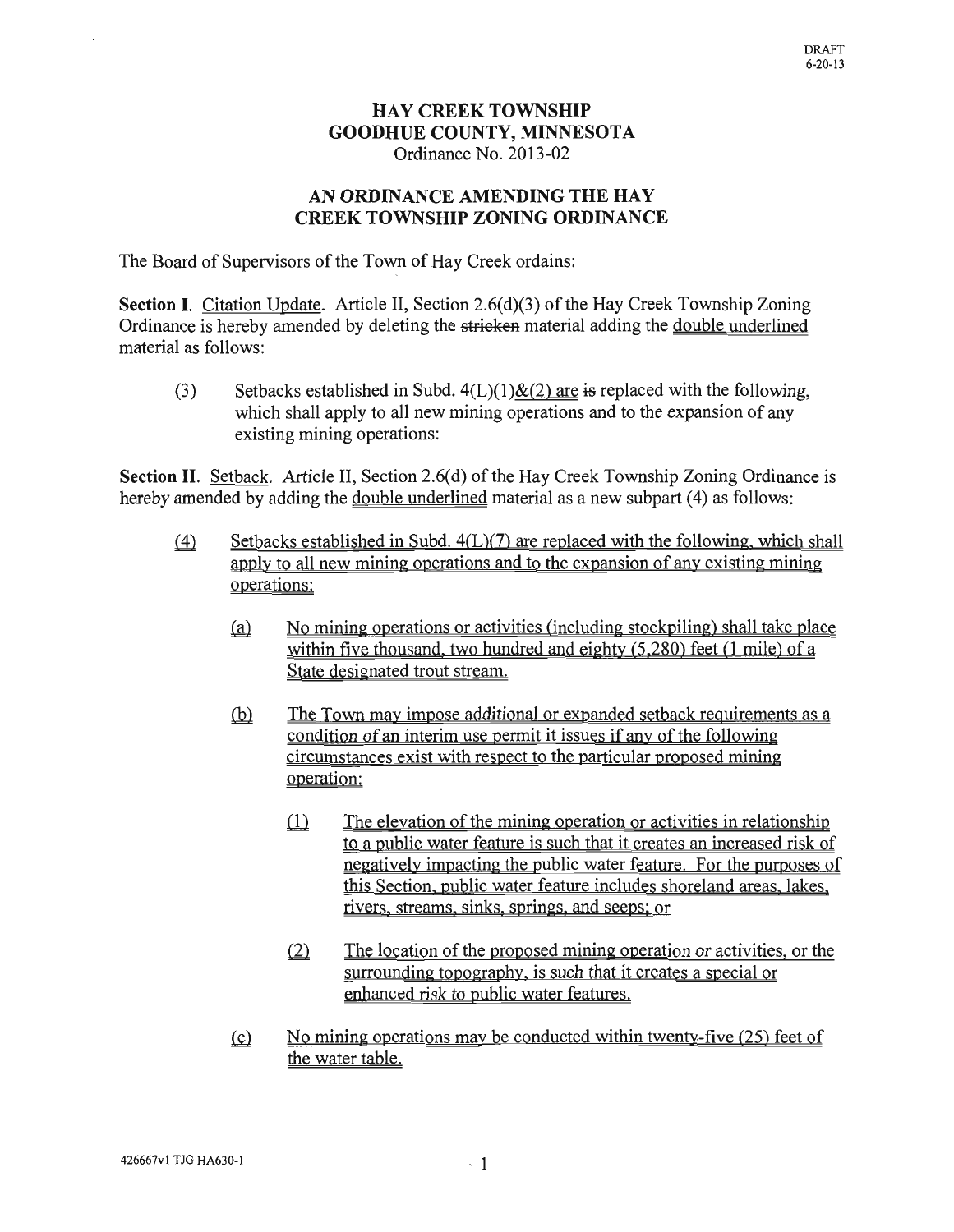DRAFT
6-20-13

# HAY CREEK TOWNSHIP
# GOODHUE COUNTY, MINNESOTA

Ordinance No. 2013-02

## AN ORDINANCE AMENDING THE HAY CREEK TOWNSHIP ZONING ORDINANCE

The Board of Supervisors of the Town of Hay Creek ordains:

**Section I**. Citation Update. Article II, Section 2.6(d)(3) of the Hay Creek Township Zoning Ordinance is hereby amended by deleting the ~~stricken~~ material adding the <u>double underlined</u> material as follows:

> (3) Setbacks established in Subd. 4(L)(1)<u>&(2) are</u> ~~is~~ replaced with the following, which shall apply to all new mining operations and to the expansion of any existing mining operations:

**Section II**. Setback. Article II, Section 2.6(d) of the Hay Creek Township Zoning Ordinance is hereby amended by adding the <u>double underlined</u> material as a new subpart (4) as follows:

> <u>(4) Setbacks established in Subd. 4(L)(7) are replaced with the following, which shall apply to all new mining operations and to the expansion of any existing mining operations:</u>
>
> > <u>(a) No mining operations or activities (including stockpiling) shall take place within five thousand, two hundred and eighty (5,280) feet (1 mile) of a State designated trout stream.</u>
> >
> > <u>(b) The Town may impose additional or expanded setback requirements as a condition of an interim use permit it issues if any of the following circumstances exist with respect to the particular proposed mining operation:</u>
> >
> > > <u>(1) The elevation of the mining operation or activities in relationship to a public water feature is such that it creates an increased risk of negatively impacting the public water feature. For the purposes of this Section, public water feature includes shoreland areas, lakes, rivers, streams, sinks, springs, and seeps; or</u>
> > >
> > > <u>(2) The location of the proposed mining operation or activities, or the surrounding topography, is such that it creates a special or enhanced risk to public water features.</u>
> >
> > <u>(c) No mining operations may be conducted within twenty-five (25) feet of the water table.</u>

426667v1 TJG HA630-1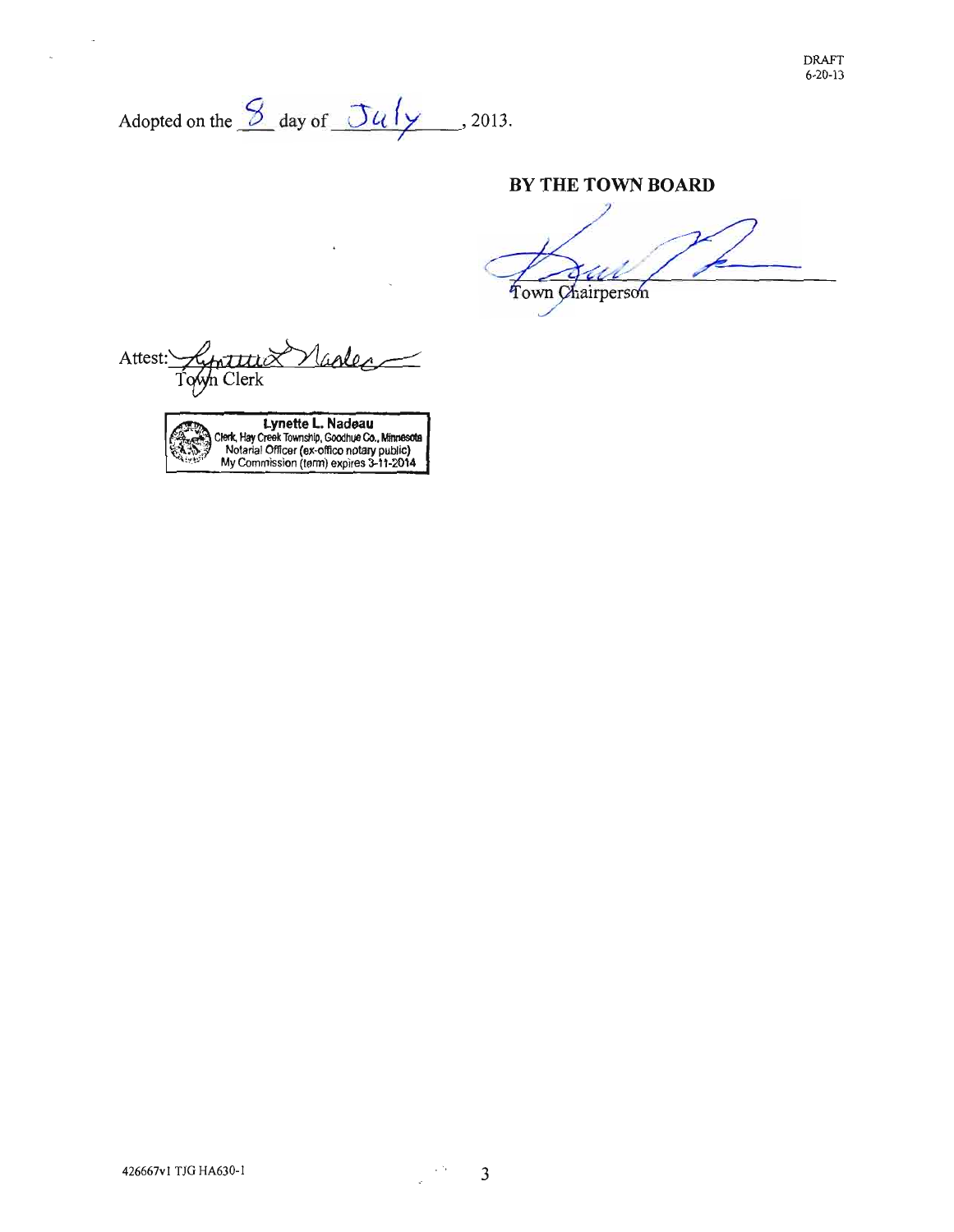DRAFT
6-20-13

Adopted on the 8 day of July, 2013.

**BY THE TOWN BOARD**

Town Chairperson

Attest:
Town Clerk

**Lynette L. Nadeau**
Clerk, Hay Creek Township, Goodhue Co., Minnesota
Notarial Officer (ex-offico notary public)
My Commission (term) expires 3-11-2014

426667v1 TJG HA630-1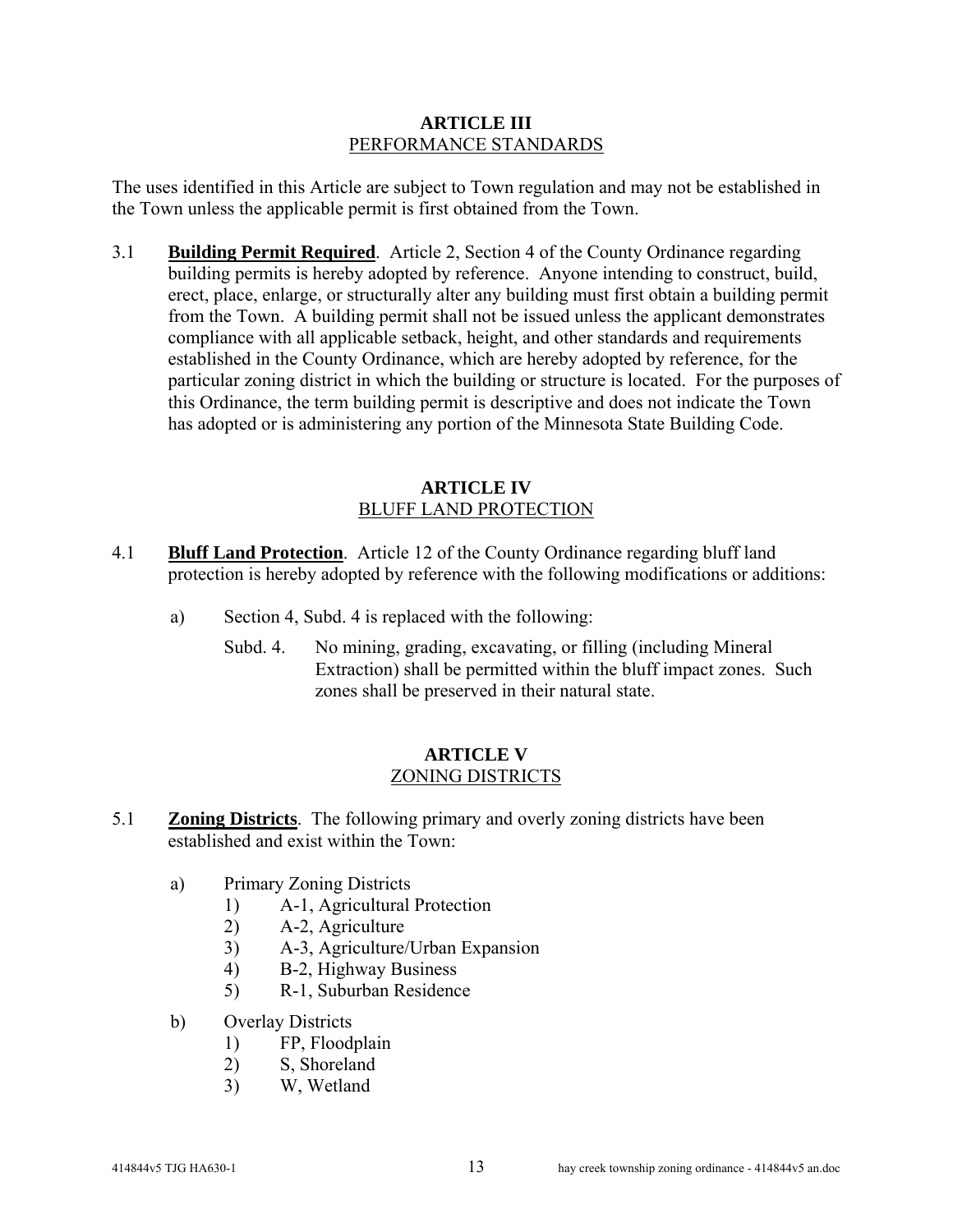## ARTICLE III
## PERFORMANCE STANDARDS

The uses identified in this Article are subject to Town regulation and may not be established in the Town unless the applicable permit is first obtained from the Town.

3.1 **Building Permit Required**. Article 2, Section 4 of the County Ordinance regarding building permits is hereby adopted by reference. Anyone intending to construct, build, erect, place, enlarge, or structurally alter any building must first obtain a building permit from the Town. A building permit shall not be issued unless the applicant demonstrates compliance with all applicable setback, height, and other standards and requirements established in the County Ordinance, which are hereby adopted by reference, for the particular zoning district in which the building or structure is located. For the purposes of this Ordinance, the term building permit is descriptive and does not indicate the Town has adopted or is administering any portion of the Minnesota State Building Code.

## ARTICLE IV
## BLUFF LAND PROTECTION

4.1 **Bluff Land Protection**. Article 12 of the County Ordinance regarding bluff land protection is hereby adopted by reference with the following modifications or additions:

a) Section 4, Subd. 4 is replaced with the following:

Subd. 4. No mining, grading, excavating, or filling (including Mineral Extraction) shall be permitted within the bluff impact zones. Such zones shall be preserved in their natural state.

## ARTICLE V
## ZONING DISTRICTS

5.1 **Zoning Districts**. The following primary and overly zoning districts have been established and exist within the Town:

a) Primary Zoning Districts
   1) A-1, Agricultural Protection
   2) A-2, Agriculture
   3) A-3, Agriculture/Urban Expansion
   4) B-2, Highway Business
   5) R-1, Suburban Residence

b) Overlay Districts
   1) FP, Floodplain
   2) S, Shoreland
   3) W, Wetland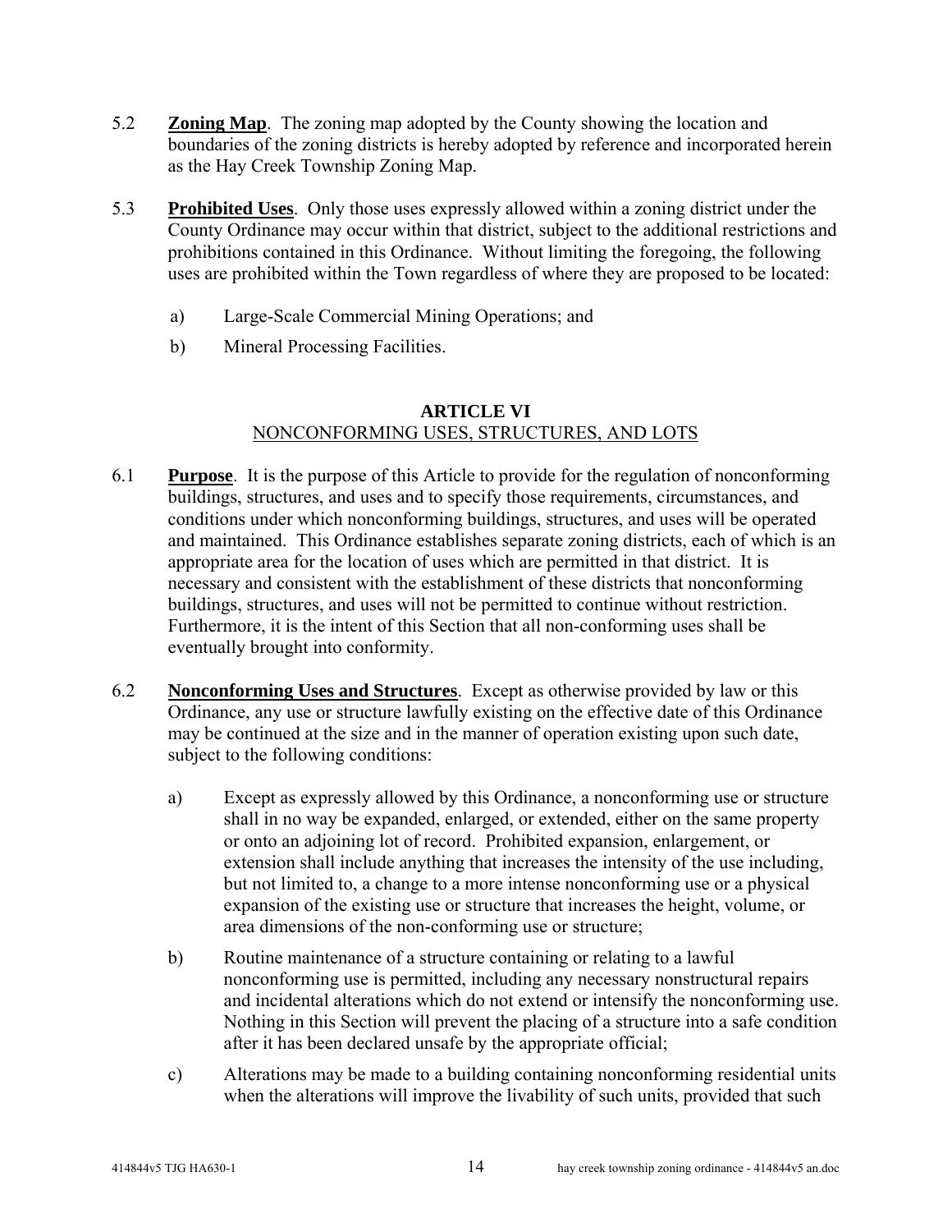5.2 **Zoning Map**. The zoning map adopted by the County showing the location and boundaries of the zoning districts is hereby adopted by reference and incorporated herein as the Hay Creek Township Zoning Map.

5.3 **Prohibited Uses**. Only those uses expressly allowed within a zoning district under the County Ordinance may occur within that district, subject to the additional restrictions and prohibitions contained in this Ordinance. Without limiting the foregoing, the following uses are prohibited within the Town regardless of where they are proposed to be located:

a) Large-Scale Commercial Mining Operations; and

b) Mineral Processing Facilities.

## ARTICLE VI
## NONCONFORMING USES, STRUCTURES, AND LOTS

6.1 **Purpose**. It is the purpose of this Article to provide for the regulation of nonconforming buildings, structures, and uses and to specify those requirements, circumstances, and conditions under which nonconforming buildings, structures, and uses will be operated and maintained. This Ordinance establishes separate zoning districts, each of which is an appropriate area for the location of uses which are permitted in that district. It is necessary and consistent with the establishment of these districts that nonconforming buildings, structures, and uses will not be permitted to continue without restriction. Furthermore, it is the intent of this Section that all non-conforming uses shall be eventually brought into conformity.

6.2 **Nonconforming Uses and Structures**. Except as otherwise provided by law or this Ordinance, any use or structure lawfully existing on the effective date of this Ordinance may be continued at the size and in the manner of operation existing upon such date, subject to the following conditions:

a) Except as expressly allowed by this Ordinance, a nonconforming use or structure shall in no way be expanded, enlarged, or extended, either on the same property or onto an adjoining lot of record. Prohibited expansion, enlargement, or extension shall include anything that increases the intensity of the use including, but not limited to, a change to a more intense nonconforming use or a physical expansion of the existing use or structure that increases the height, volume, or area dimensions of the non-conforming use or structure;

b) Routine maintenance of a structure containing or relating to a lawful nonconforming use is permitted, including any necessary nonstructural repairs and incidental alterations which do not extend or intensify the nonconforming use. Nothing in this Section will prevent the placing of a structure into a safe condition after it has been declared unsafe by the appropriate official;

c) Alterations may be made to a building containing nonconforming residential units when the alterations will improve the livability of such units, provided that such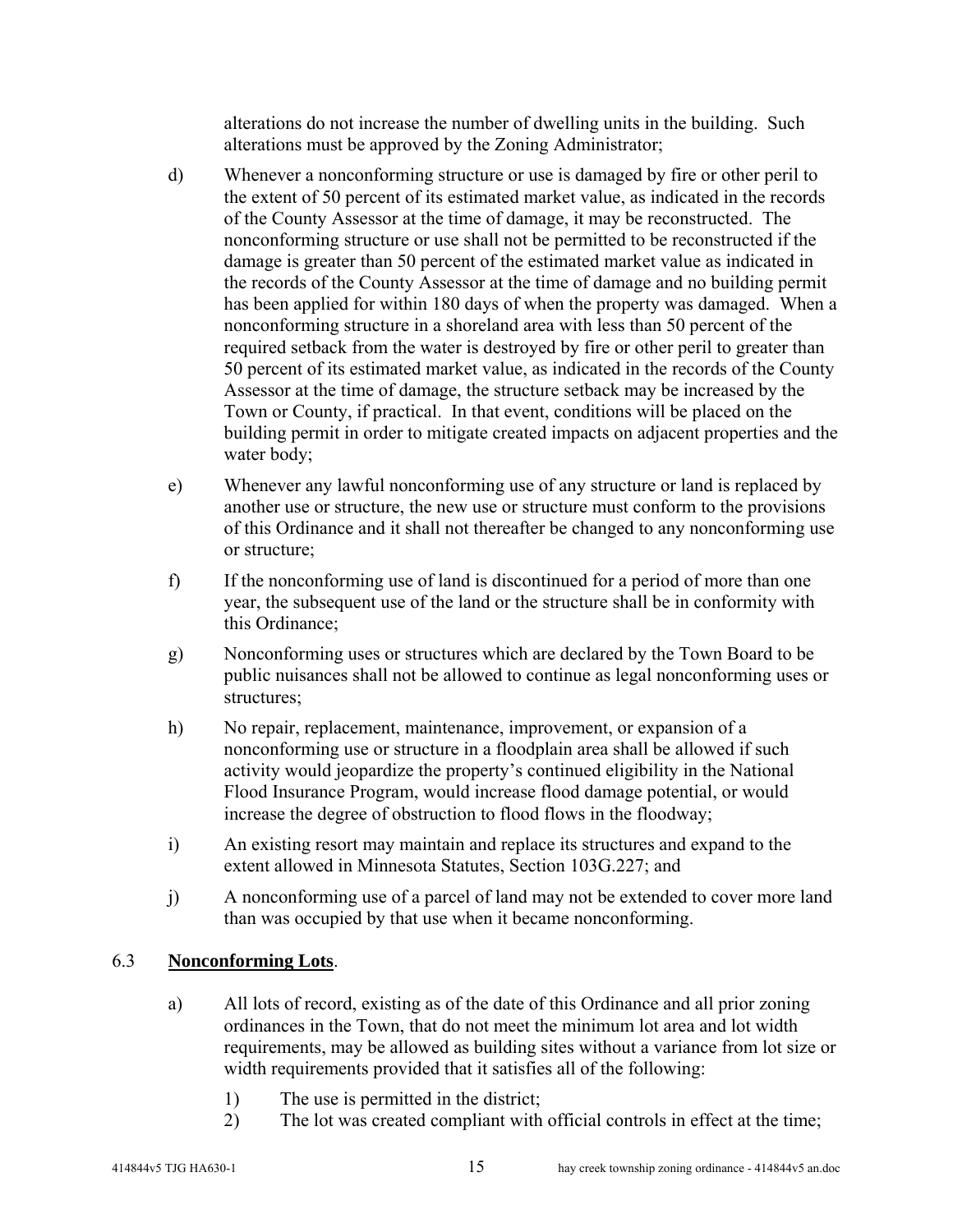alterations do not increase the number of dwelling units in the building. Such alterations must be approved by the Zoning Administrator;

d) Whenever a nonconforming structure or use is damaged by fire or other peril to the extent of 50 percent of its estimated market value, as indicated in the records of the County Assessor at the time of damage, it may be reconstructed. The nonconforming structure or use shall not be permitted to be reconstructed if the damage is greater than 50 percent of the estimated market value as indicated in the records of the County Assessor at the time of damage and no building permit has been applied for within 180 days of when the property was damaged. When a nonconforming structure in a shoreland area with less than 50 percent of the required setback from the water is destroyed by fire or other peril to greater than 50 percent of its estimated market value, as indicated in the records of the County Assessor at the time of damage, the structure setback may be increased by the Town or County, if practical. In that event, conditions will be placed on the building permit in order to mitigate created impacts on adjacent properties and the water body;

e) Whenever any lawful nonconforming use of any structure or land is replaced by another use or structure, the new use or structure must conform to the provisions of this Ordinance and it shall not thereafter be changed to any nonconforming use or structure;

f) If the nonconforming use of land is discontinued for a period of more than one year, the subsequent use of the land or the structure shall be in conformity with this Ordinance;

g) Nonconforming uses or structures which are declared by the Town Board to be public nuisances shall not be allowed to continue as legal nonconforming uses or structures;

h) No repair, replacement, maintenance, improvement, or expansion of a nonconforming use or structure in a floodplain area shall be allowed if such activity would jeopardize the property's continued eligibility in the National Flood Insurance Program, would increase flood damage potential, or would increase the degree of obstruction to flood flows in the floodway;

i) An existing resort may maintain and replace its structures and expand to the extent allowed in Minnesota Statutes, Section 103G.227; and

j) A nonconforming use of a parcel of land may not be extended to cover more land than was occupied by that use when it became nonconforming.

## 6.3 **Nonconforming Lots**.

a) All lots of record, existing as of the date of this Ordinance and all prior zoning ordinances in the Town, that do not meet the minimum lot area and lot width requirements, may be allowed as building sites without a variance from lot size or width requirements provided that it satisfies all of the following:

   1) The use is permitted in the district;
   2) The lot was created compliant with official controls in effect at the time;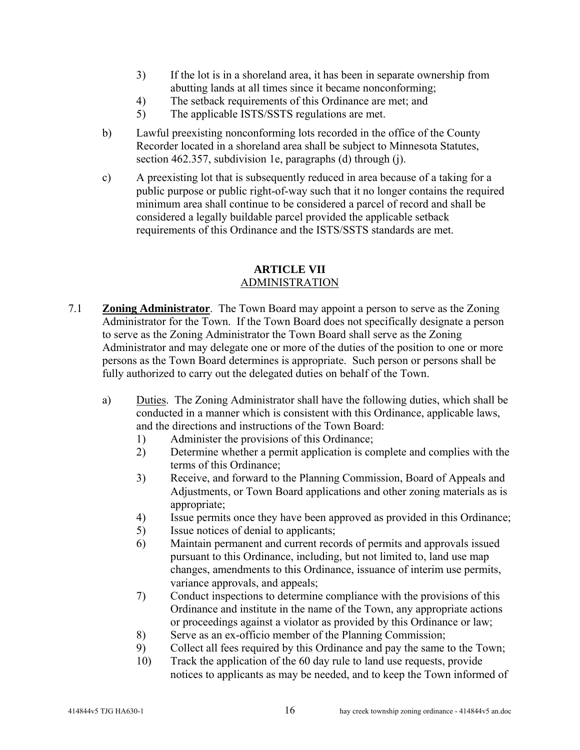3) If the lot is in a shoreland area, it has been in separate ownership from abutting lands at all times since it became nonconforming;
4) The setback requirements of this Ordinance are met; and
5) The applicable ISTS/SSTS regulations are met.

b) Lawful preexisting nonconforming lots recorded in the office of the County Recorder located in a shoreland area shall be subject to Minnesota Statutes, section 462.357, subdivision 1e, paragraphs (d) through (j).

c) A preexisting lot that is subsequently reduced in area because of a taking for a public purpose or public right-of-way such that it no longer contains the required minimum area shall continue to be considered a parcel of record and shall be considered a legally buildable parcel provided the applicable setback requirements of this Ordinance and the ISTS/SSTS standards are met.

## ARTICLE VII
## ADMINISTRATION

7.1 **Zoning Administrator**. The Town Board may appoint a person to serve as the Zoning Administrator for the Town. If the Town Board does not specifically designate a person to serve as the Zoning Administrator the Town Board shall serve as the Zoning Administrator and may delegate one or more of the duties of the position to one or more persons as the Town Board determines is appropriate. Such person or persons shall be fully authorized to carry out the delegated duties on behalf of the Town.

a) Duties. The Zoning Administrator shall have the following duties, which shall be conducted in a manner which is consistent with this Ordinance, applicable laws, and the directions and instructions of the Town Board:
1) Administer the provisions of this Ordinance;
2) Determine whether a permit application is complete and complies with the terms of this Ordinance;
3) Receive, and forward to the Planning Commission, Board of Appeals and Adjustments, or Town Board applications and other zoning materials as is appropriate;
4) Issue permits once they have been approved as provided in this Ordinance;
5) Issue notices of denial to applicants;
6) Maintain permanent and current records of permits and approvals issued pursuant to this Ordinance, including, but not limited to, land use map changes, amendments to this Ordinance, issuance of interim use permits, variance approvals, and appeals;
7) Conduct inspections to determine compliance with the provisions of this Ordinance and institute in the name of the Town, any appropriate actions or proceedings against a violator as provided by this Ordinance or law;
8) Serve as an ex-officio member of the Planning Commission;
9) Collect all fees required by this Ordinance and pay the same to the Town;
10) Track the application of the 60 day rule to land use requests, provide notices to applicants as may be needed, and to keep the Town informed of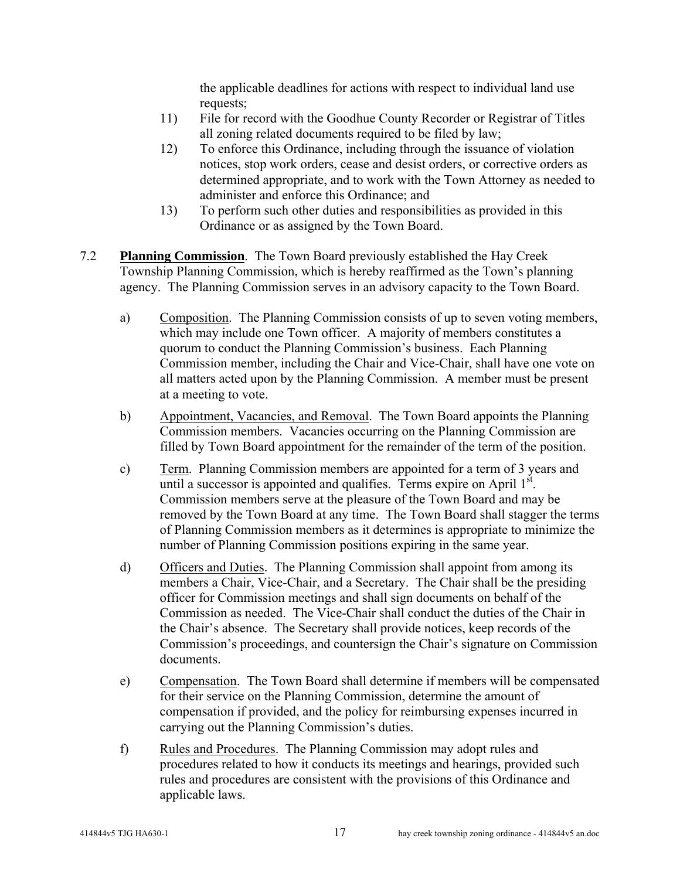the applicable deadlines for actions with respect to individual land use requests;

11) File for record with the Goodhue County Recorder or Registrar of Titles all zoning related documents required to be filed by law;

12) To enforce this Ordinance, including through the issuance of violation notices, stop work orders, cease and desist orders, or corrective orders as determined appropriate, and to work with the Town Attorney as needed to administer and enforce this Ordinance; and

13) To perform such other duties and responsibilities as provided in this Ordinance or as assigned by the Town Board.

7.2 **Planning Commission**. The Town Board previously established the Hay Creek Township Planning Commission, which is hereby reaffirmed as the Town's planning agency. The Planning Commission serves in an advisory capacity to the Town Board.

a) Composition. The Planning Commission consists of up to seven voting members, which may include one Town officer. A majority of members constitutes a quorum to conduct the Planning Commission's business. Each Planning Commission member, including the Chair and Vice-Chair, shall have one vote on all matters acted upon by the Planning Commission. A member must be present at a meeting to vote.

b) Appointment, Vacancies, and Removal. The Town Board appoints the Planning Commission members. Vacancies occurring on the Planning Commission are filled by Town Board appointment for the remainder of the term of the position.

c) Term. Planning Commission members are appointed for a term of 3 years and until a successor is appointed and qualifies. Terms expire on April 1st. Commission members serve at the pleasure of the Town Board and may be removed by the Town Board at any time. The Town Board shall stagger the terms of Planning Commission members as it determines is appropriate to minimize the number of Planning Commission positions expiring in the same year.

d) Officers and Duties. The Planning Commission shall appoint from among its members a Chair, Vice-Chair, and a Secretary. The Chair shall be the presiding officer for Commission meetings and shall sign documents on behalf of the Commission as needed. The Vice-Chair shall conduct the duties of the Chair in the Chair's absence. The Secretary shall provide notices, keep records of the Commission's proceedings, and countersign the Chair's signature on Commission documents.

e) Compensation. The Town Board shall determine if members will be compensated for their service on the Planning Commission, determine the amount of compensation if provided, and the policy for reimbursing expenses incurred in carrying out the Planning Commission's duties.

f) Rules and Procedures. The Planning Commission may adopt rules and procedures related to how it conducts its meetings and hearings, provided such rules and procedures are consistent with the provisions of this Ordinance and applicable laws.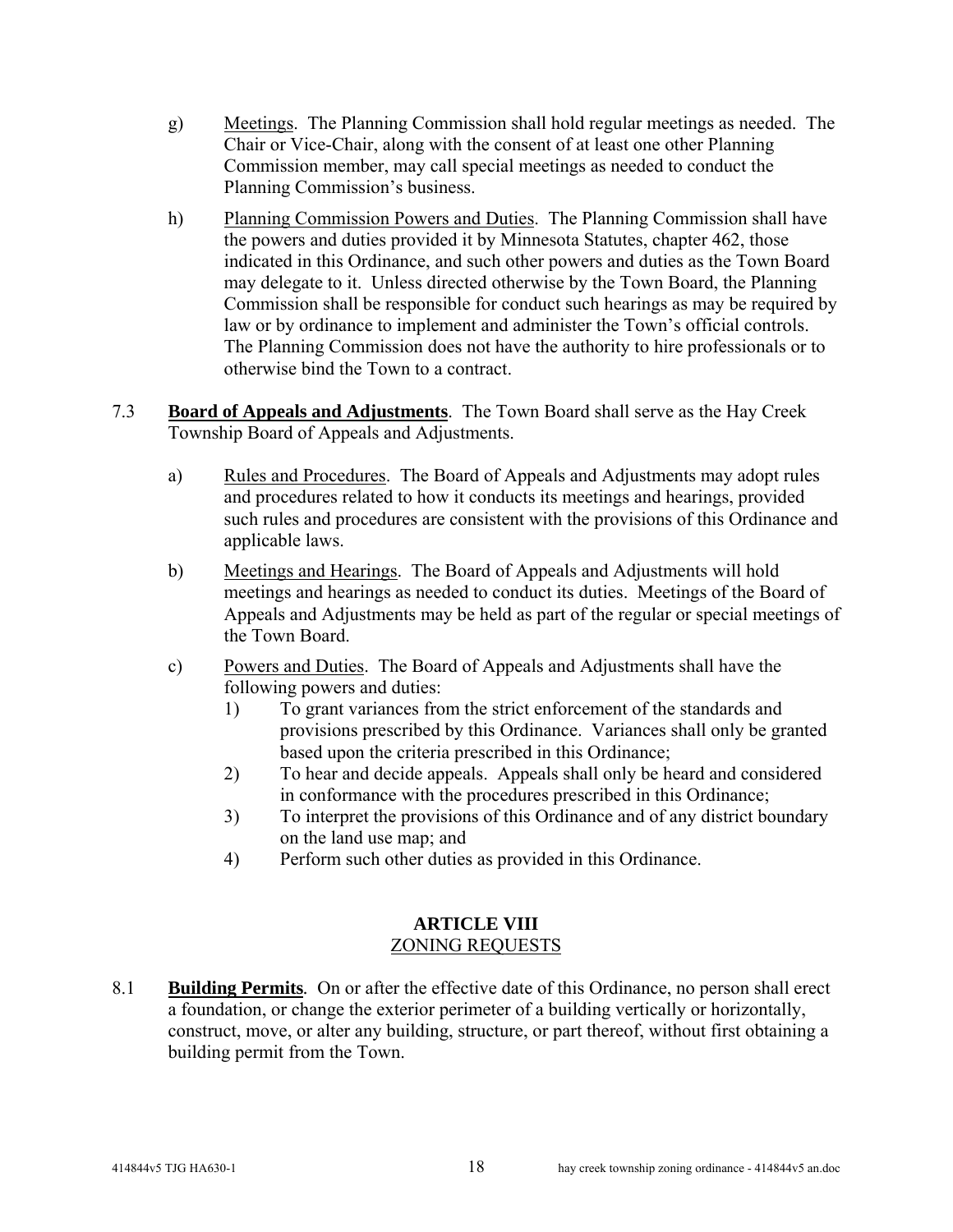g) Meetings. The Planning Commission shall hold regular meetings as needed. The Chair or Vice-Chair, along with the consent of at least one other Planning Commission member, may call special meetings as needed to conduct the Planning Commission's business.

h) Planning Commission Powers and Duties. The Planning Commission shall have the powers and duties provided it by Minnesota Statutes, chapter 462, those indicated in this Ordinance, and such other powers and duties as the Town Board may delegate to it. Unless directed otherwise by the Town Board, the Planning Commission shall be responsible for conduct such hearings as may be required by law or by ordinance to implement and administer the Town's official controls. The Planning Commission does not have the authority to hire professionals or to otherwise bind the Town to a contract.

7.3 **Board of Appeals and Adjustments**. The Town Board shall serve as the Hay Creek Township Board of Appeals and Adjustments.

a) Rules and Procedures. The Board of Appeals and Adjustments may adopt rules and procedures related to how it conducts its meetings and hearings, provided such rules and procedures are consistent with the provisions of this Ordinance and applicable laws.

b) Meetings and Hearings. The Board of Appeals and Adjustments will hold meetings and hearings as needed to conduct its duties. Meetings of the Board of Appeals and Adjustments may be held as part of the regular or special meetings of the Town Board.

c) Powers and Duties. The Board of Appeals and Adjustments shall have the following powers and duties:

1) To grant variances from the strict enforcement of the standards and provisions prescribed by this Ordinance. Variances shall only be granted based upon the criteria prescribed in this Ordinance;
2) To hear and decide appeals. Appeals shall only be heard and considered in conformance with the procedures prescribed in this Ordinance;
3) To interpret the provisions of this Ordinance and of any district boundary on the land use map; and
4) Perform such other duties as provided in this Ordinance.

## ARTICLE VIII
## ZONING REQUESTS

8.1 **Building Permits**. On or after the effective date of this Ordinance, no person shall erect a foundation, or change the exterior perimeter of a building vertically or horizontally, construct, move, or alter any building, structure, or part thereof, without first obtaining a building permit from the Town.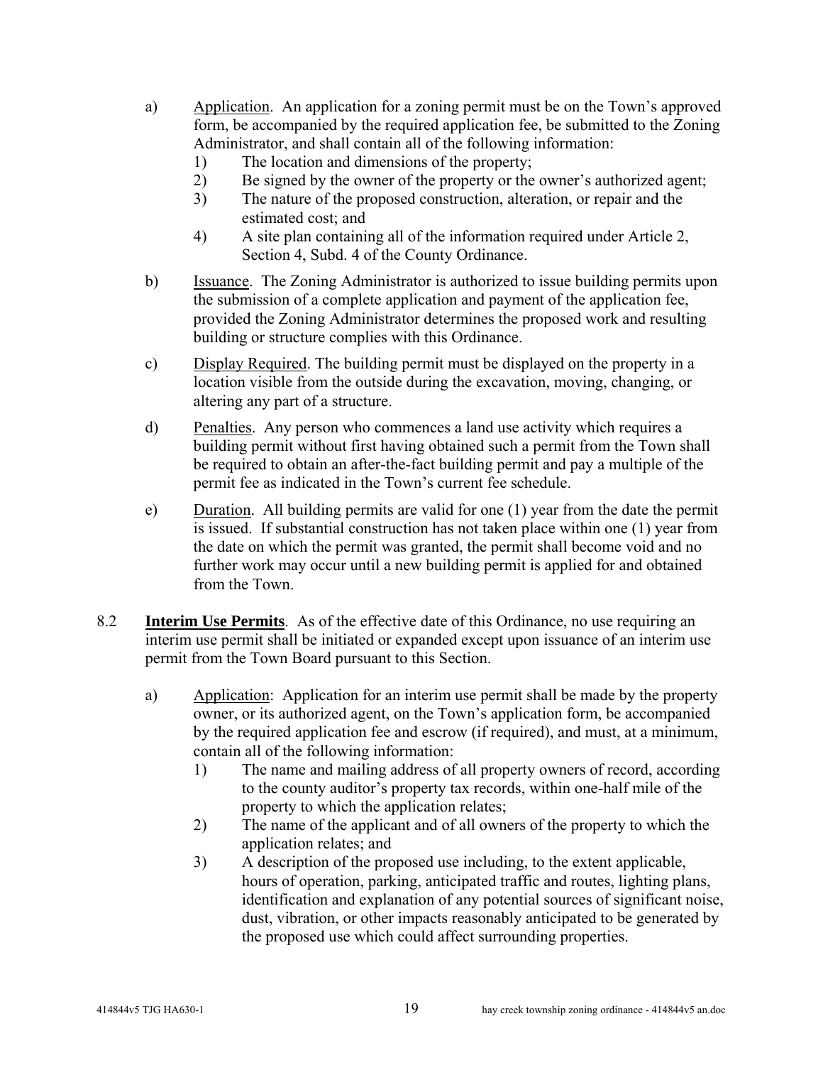a) Application. An application for a zoning permit must be on the Town's approved form, be accompanied by the required application fee, be submitted to the Zoning Administrator, and shall contain all of the following information:

   1) The location and dimensions of the property;
   2) Be signed by the owner of the property or the owner's authorized agent;
   3) The nature of the proposed construction, alteration, or repair and the estimated cost; and
   4) A site plan containing all of the information required under Article 2, Section 4, Subd. 4 of the County Ordinance.

b) Issuance. The Zoning Administrator is authorized to issue building permits upon the submission of a complete application and payment of the application fee, provided the Zoning Administrator determines the proposed work and resulting building or structure complies with this Ordinance.

c) Display Required. The building permit must be displayed on the property in a location visible from the outside during the excavation, moving, changing, or altering any part of a structure.

d) Penalties. Any person who commences a land use activity which requires a building permit without first having obtained such a permit from the Town shall be required to obtain an after-the-fact building permit and pay a multiple of the permit fee as indicated in the Town's current fee schedule.

e) Duration. All building permits are valid for one (1) year from the date the permit is issued. If substantial construction has not taken place within one (1) year from the date on which the permit was granted, the permit shall become void and no further work may occur until a new building permit is applied for and obtained from the Town.

8.2 **Interim Use Permits**. As of the effective date of this Ordinance, no use requiring an interim use permit shall be initiated or expanded except upon issuance of an interim use permit from the Town Board pursuant to this Section.

a) Application: Application for an interim use permit shall be made by the property owner, or its authorized agent, on the Town's application form, be accompanied by the required application fee and escrow (if required), and must, at a minimum, contain all of the following information:

   1) The name and mailing address of all property owners of record, according to the county auditor's property tax records, within one-half mile of the property to which the application relates;
   2) The name of the applicant and of all owners of the property to which the application relates; and
   3) A description of the proposed use including, to the extent applicable, hours of operation, parking, anticipated traffic and routes, lighting plans, identification and explanation of any potential sources of significant noise, dust, vibration, or other impacts reasonably anticipated to be generated by the proposed use which could affect surrounding properties.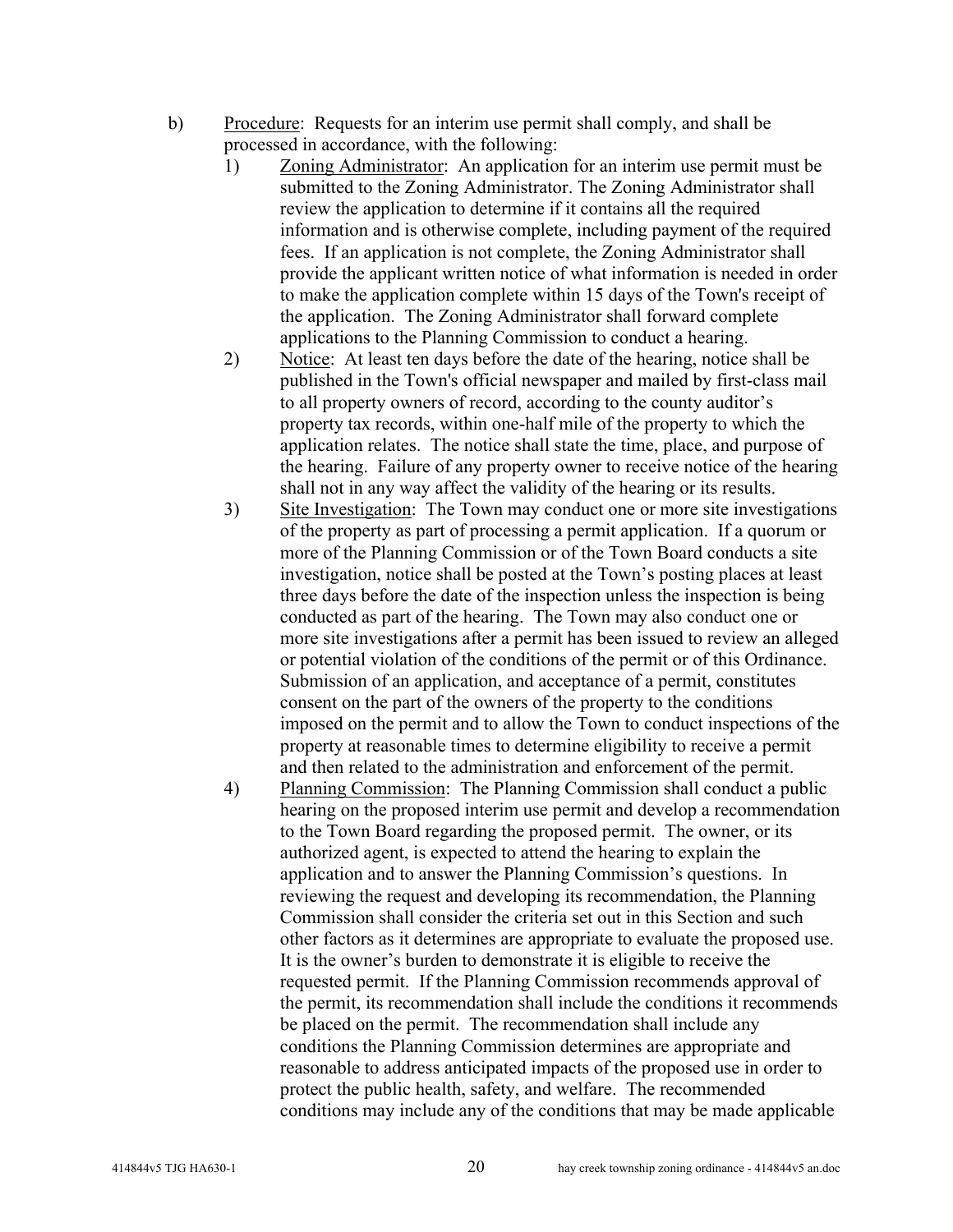b) Procedure: Requests for an interim use permit shall comply, and shall be processed in accordance, with the following:

1) Zoning Administrator: An application for an interim use permit must be submitted to the Zoning Administrator. The Zoning Administrator shall review the application to determine if it contains all the required information and is otherwise complete, including payment of the required fees. If an application is not complete, the Zoning Administrator shall provide the applicant written notice of what information is needed in order to make the application complete within 15 days of the Town's receipt of the application. The Zoning Administrator shall forward complete applications to the Planning Commission to conduct a hearing.

2) Notice: At least ten days before the date of the hearing, notice shall be published in the Town's official newspaper and mailed by first-class mail to all property owners of record, according to the county auditor's property tax records, within one-half mile of the property to which the application relates. The notice shall state the time, place, and purpose of the hearing. Failure of any property owner to receive notice of the hearing shall not in any way affect the validity of the hearing or its results.

3) Site Investigation: The Town may conduct one or more site investigations of the property as part of processing a permit application. If a quorum or more of the Planning Commission or of the Town Board conducts a site investigation, notice shall be posted at the Town's posting places at least three days before the date of the inspection unless the inspection is being conducted as part of the hearing. The Town may also conduct one or more site investigations after a permit has been issued to review an alleged or potential violation of the conditions of the permit or of this Ordinance. Submission of an application, and acceptance of a permit, constitutes consent on the part of the owners of the property to the conditions imposed on the permit and to allow the Town to conduct inspections of the property at reasonable times to determine eligibility to receive a permit and then related to the administration and enforcement of the permit.

4) Planning Commission: The Planning Commission shall conduct a public hearing on the proposed interim use permit and develop a recommendation to the Town Board regarding the proposed permit. The owner, or its authorized agent, is expected to attend the hearing to explain the application and to answer the Planning Commission's questions. In reviewing the request and developing its recommendation, the Planning Commission shall consider the criteria set out in this Section and such other factors as it determines are appropriate to evaluate the proposed use. It is the owner's burden to demonstrate it is eligible to receive the requested permit. If the Planning Commission recommends approval of the permit, its recommendation shall include the conditions it recommends be placed on the permit. The recommendation shall include any conditions the Planning Commission determines are appropriate and reasonable to address anticipated impacts of the proposed use in order to protect the public health, safety, and welfare. The recommended conditions may include any of the conditions that may be made applicable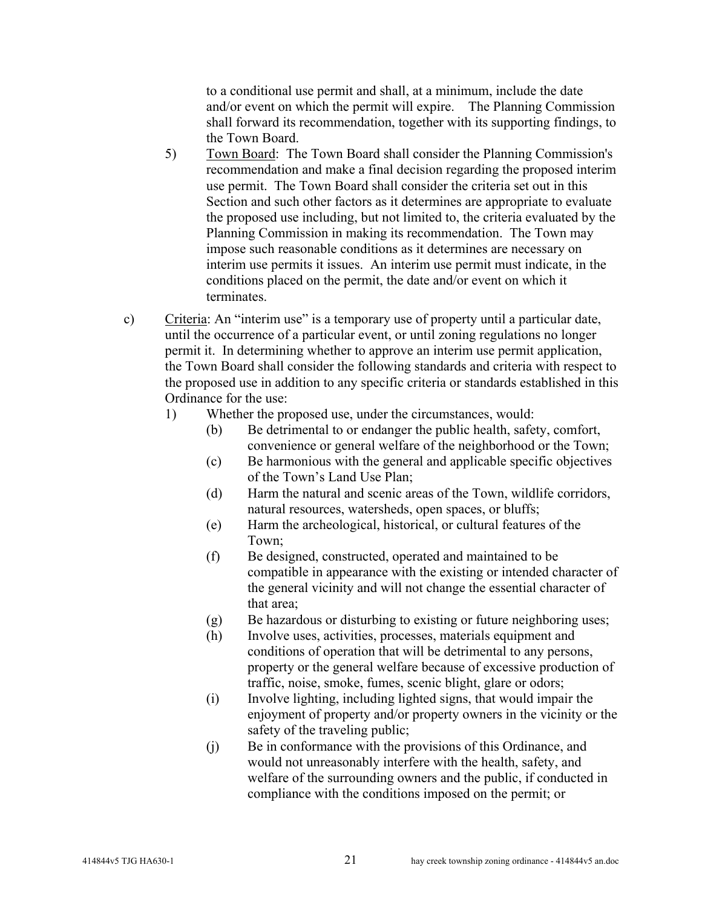to a conditional use permit and shall, at a minimum, include the date and/or event on which the permit will expire. The Planning Commission shall forward its recommendation, together with its supporting findings, to the Town Board.

5) Town Board: The Town Board shall consider the Planning Commission's recommendation and make a final decision regarding the proposed interim use permit. The Town Board shall consider the criteria set out in this Section and such other factors as it determines are appropriate to evaluate the proposed use including, but not limited to, the criteria evaluated by the Planning Commission in making its recommendation. The Town may impose such reasonable conditions as it determines are necessary on interim use permits it issues. An interim use permit must indicate, in the conditions placed on the permit, the date and/or event on which it terminates.

c) Criteria: An "interim use" is a temporary use of property until a particular date, until the occurrence of a particular event, or until zoning regulations no longer permit it. In determining whether to approve an interim use permit application, the Town Board shall consider the following standards and criteria with respect to the proposed use in addition to any specific criteria or standards established in this Ordinance for the use:

1) Whether the proposed use, under the circumstances, would:

(b) Be detrimental to or endanger the public health, safety, comfort, convenience or general welfare of the neighborhood or the Town;

(c) Be harmonious with the general and applicable specific objectives of the Town's Land Use Plan;

(d) Harm the natural and scenic areas of the Town, wildlife corridors, natural resources, watersheds, open spaces, or bluffs;

(e) Harm the archeological, historical, or cultural features of the Town;

(f) Be designed, constructed, operated and maintained to be compatible in appearance with the existing or intended character of the general vicinity and will not change the essential character of that area;

(g) Be hazardous or disturbing to existing or future neighboring uses;

(h) Involve uses, activities, processes, materials equipment and conditions of operation that will be detrimental to any persons, property or the general welfare because of excessive production of traffic, noise, smoke, fumes, scenic blight, glare or odors;

(i) Involve lighting, including lighted signs, that would impair the enjoyment of property and/or property owners in the vicinity or the safety of the traveling public;

(j) Be in conformance with the provisions of this Ordinance, and would not unreasonably interfere with the health, safety, and welfare of the surrounding owners and the public, if conducted in compliance with the conditions imposed on the permit; or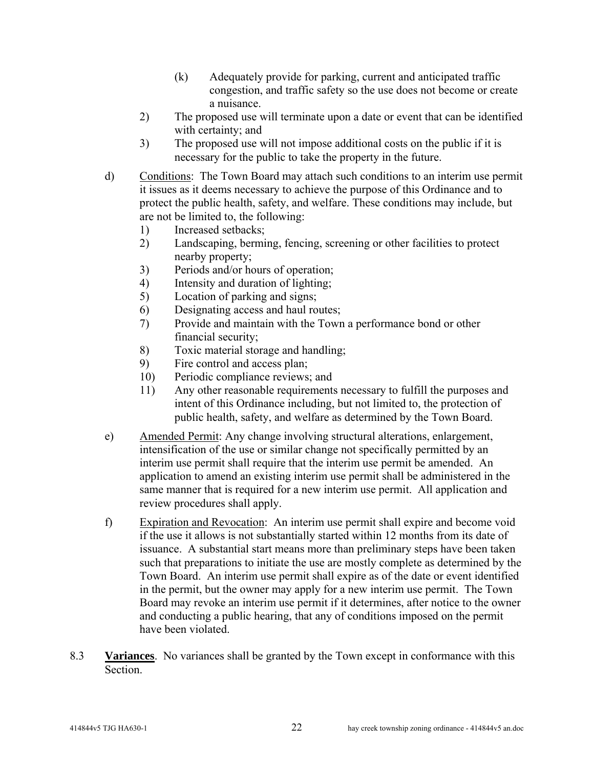(k) Adequately provide for parking, current and anticipated traffic congestion, and traffic safety so the use does not become or create a nuisance.

2) The proposed use will terminate upon a date or event that can be identified with certainty; and

3) The proposed use will not impose additional costs on the public if it is necessary for the public to take the property in the future.

d) Conditions: The Town Board may attach such conditions to an interim use permit it issues as it deems necessary to achieve the purpose of this Ordinance and to protect the public health, safety, and welfare. These conditions may include, but are not be limited to, the following:

1) Increased setbacks;
2) Landscaping, berming, fencing, screening or other facilities to protect nearby property;
3) Periods and/or hours of operation;
4) Intensity and duration of lighting;
5) Location of parking and signs;
6) Designating access and haul routes;
7) Provide and maintain with the Town a performance bond or other financial security;
8) Toxic material storage and handling;
9) Fire control and access plan;
10) Periodic compliance reviews; and
11) Any other reasonable requirements necessary to fulfill the purposes and intent of this Ordinance including, but not limited to, the protection of public health, safety, and welfare as determined by the Town Board.

e) Amended Permit: Any change involving structural alterations, enlargement, intensification of the use or similar change not specifically permitted by an interim use permit shall require that the interim use permit be amended. An application to amend an existing interim use permit shall be administered in the same manner that is required for a new interim use permit. All application and review procedures shall apply.

f) Expiration and Revocation: An interim use permit shall expire and become void if the use it allows is not substantially started within 12 months from its date of issuance. A substantial start means more than preliminary steps have been taken such that preparations to initiate the use are mostly complete as determined by the Town Board. An interim use permit shall expire as of the date or event identified in the permit, but the owner may apply for a new interim use permit. The Town Board may revoke an interim use permit if it determines, after notice to the owner and conducting a public hearing, that any of conditions imposed on the permit have been violated.

8.3 **Variances**. No variances shall be granted by the Town except in conformance with this Section.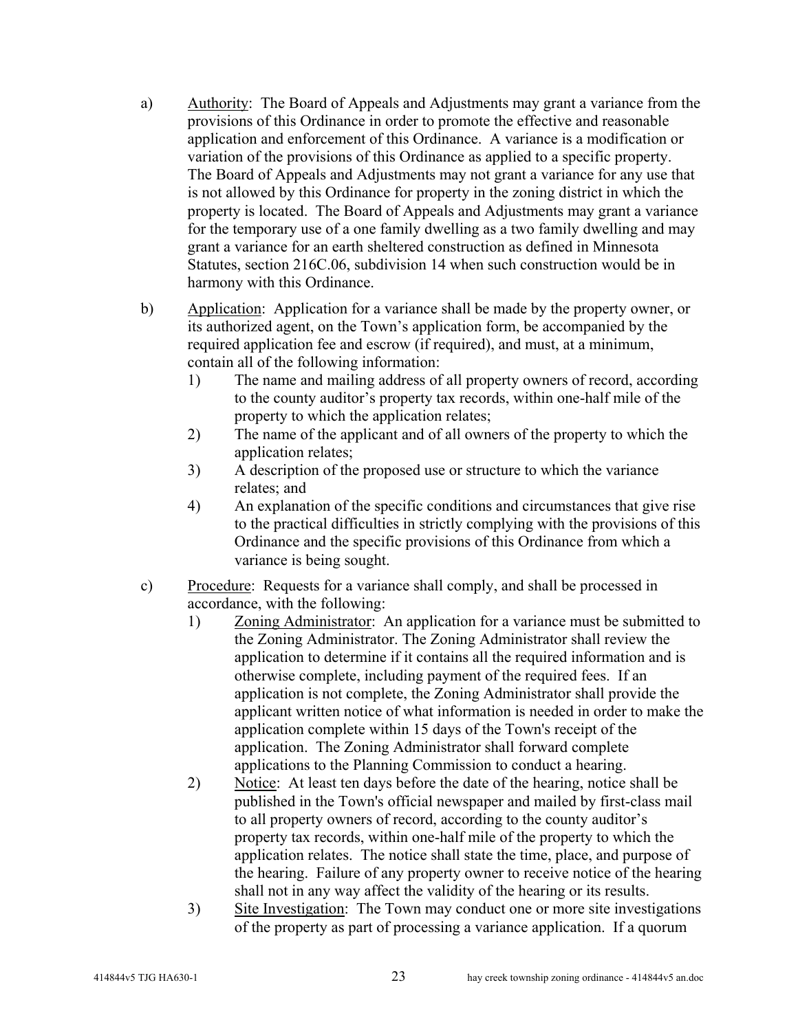a) Authority: The Board of Appeals and Adjustments may grant a variance from the provisions of this Ordinance in order to promote the effective and reasonable application and enforcement of this Ordinance. A variance is a modification or variation of the provisions of this Ordinance as applied to a specific property. The Board of Appeals and Adjustments may not grant a variance for any use that is not allowed by this Ordinance for property in the zoning district in which the property is located. The Board of Appeals and Adjustments may grant a variance for the temporary use of a one family dwelling as a two family dwelling and may grant a variance for an earth sheltered construction as defined in Minnesota Statutes, section 216C.06, subdivision 14 when such construction would be in harmony with this Ordinance.

b) Application: Application for a variance shall be made by the property owner, or its authorized agent, on the Town's application form, be accompanied by the required application fee and escrow (if required), and must, at a minimum, contain all of the following information:

   1) The name and mailing address of all property owners of record, according to the county auditor's property tax records, within one-half mile of the property to which the application relates;
   2) The name of the applicant and of all owners of the property to which the application relates;
   3) A description of the proposed use or structure to which the variance relates; and
   4) An explanation of the specific conditions and circumstances that give rise to the practical difficulties in strictly complying with the provisions of this Ordinance and the specific provisions of this Ordinance from which a variance is being sought.

c) Procedure: Requests for a variance shall comply, and shall be processed in accordance, with the following:

   1) Zoning Administrator: An application for a variance must be submitted to the Zoning Administrator. The Zoning Administrator shall review the application to determine if it contains all the required information and is otherwise complete, including payment of the required fees. If an application is not complete, the Zoning Administrator shall provide the applicant written notice of what information is needed in order to make the application complete within 15 days of the Town's receipt of the application. The Zoning Administrator shall forward complete applications to the Planning Commission to conduct a hearing.
   2) Notice: At least ten days before the date of the hearing, notice shall be published in the Town's official newspaper and mailed by first-class mail to all property owners of record, according to the county auditor's property tax records, within one-half mile of the property to which the application relates. The notice shall state the time, place, and purpose of the hearing. Failure of any property owner to receive notice of the hearing shall not in any way affect the validity of the hearing or its results.
   3) Site Investigation: The Town may conduct one or more site investigations of the property as part of processing a variance application. If a quorum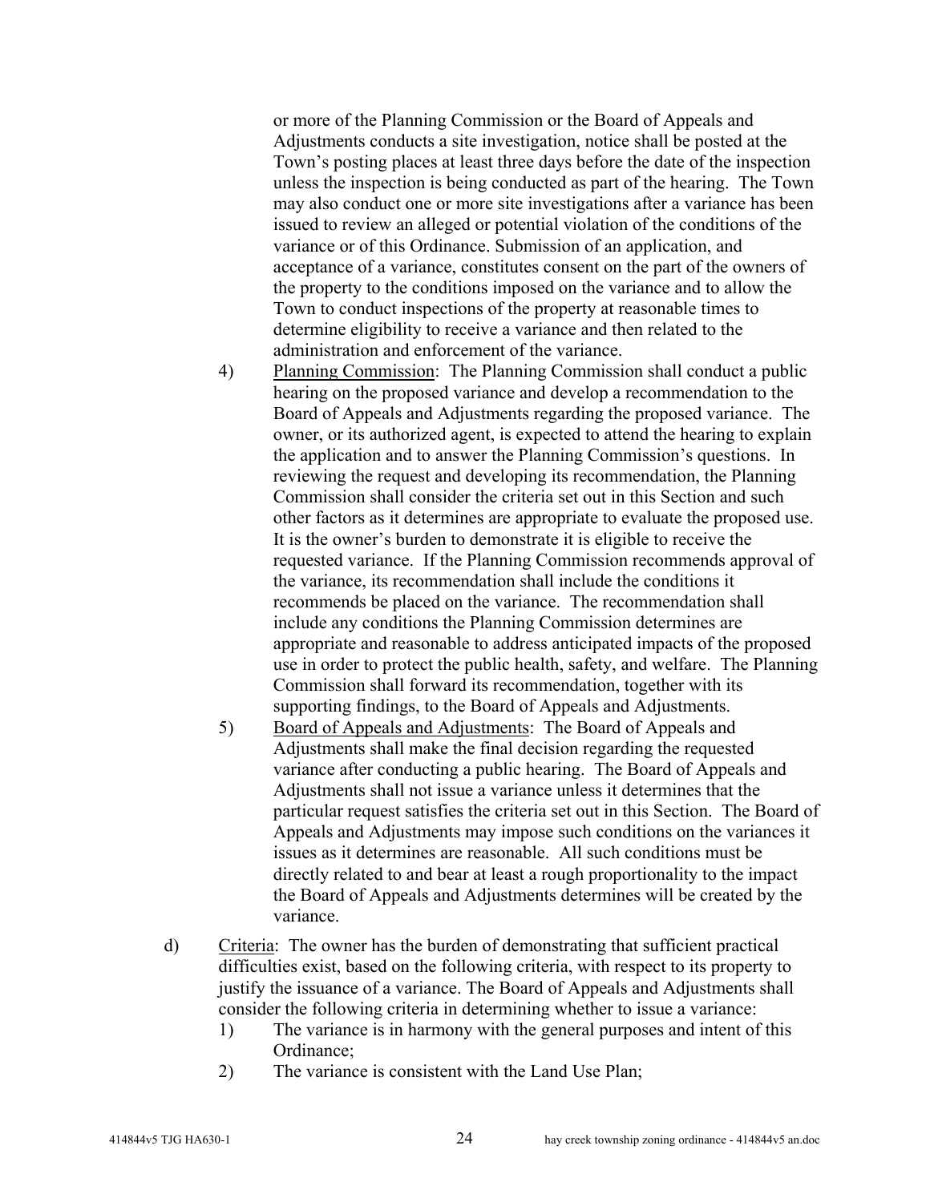or more of the Planning Commission or the Board of Appeals and Adjustments conducts a site investigation, notice shall be posted at the Town's posting places at least three days before the date of the inspection unless the inspection is being conducted as part of the hearing. The Town may also conduct one or more site investigations after a variance has been issued to review an alleged or potential violation of the conditions of the variance or of this Ordinance. Submission of an application, and acceptance of a variance, constitutes consent on the part of the owners of the property to the conditions imposed on the variance and to allow the Town to conduct inspections of the property at reasonable times to determine eligibility to receive a variance and then related to the administration and enforcement of the variance.

4) Planning Commission: The Planning Commission shall conduct a public hearing on the proposed variance and develop a recommendation to the Board of Appeals and Adjustments regarding the proposed variance. The owner, or its authorized agent, is expected to attend the hearing to explain the application and to answer the Planning Commission's questions. In reviewing the request and developing its recommendation, the Planning Commission shall consider the criteria set out in this Section and such other factors as it determines are appropriate to evaluate the proposed use. It is the owner's burden to demonstrate it is eligible to receive the requested variance. If the Planning Commission recommends approval of the variance, its recommendation shall include the conditions it recommends be placed on the variance. The recommendation shall include any conditions the Planning Commission determines are appropriate and reasonable to address anticipated impacts of the proposed use in order to protect the public health, safety, and welfare. The Planning Commission shall forward its recommendation, together with its supporting findings, to the Board of Appeals and Adjustments.

5) Board of Appeals and Adjustments: The Board of Appeals and Adjustments shall make the final decision regarding the requested variance after conducting a public hearing. The Board of Appeals and Adjustments shall not issue a variance unless it determines that the particular request satisfies the criteria set out in this Section. The Board of Appeals and Adjustments may impose such conditions on the variances it issues as it determines are reasonable. All such conditions must be directly related to and bear at least a rough proportionality to the impact the Board of Appeals and Adjustments determines will be created by the variance.

d) Criteria: The owner has the burden of demonstrating that sufficient practical difficulties exist, based on the following criteria, with respect to its property to justify the issuance of a variance. The Board of Appeals and Adjustments shall consider the following criteria in determining whether to issue a variance:

1) The variance is in harmony with the general purposes and intent of this Ordinance;
2) The variance is consistent with the Land Use Plan;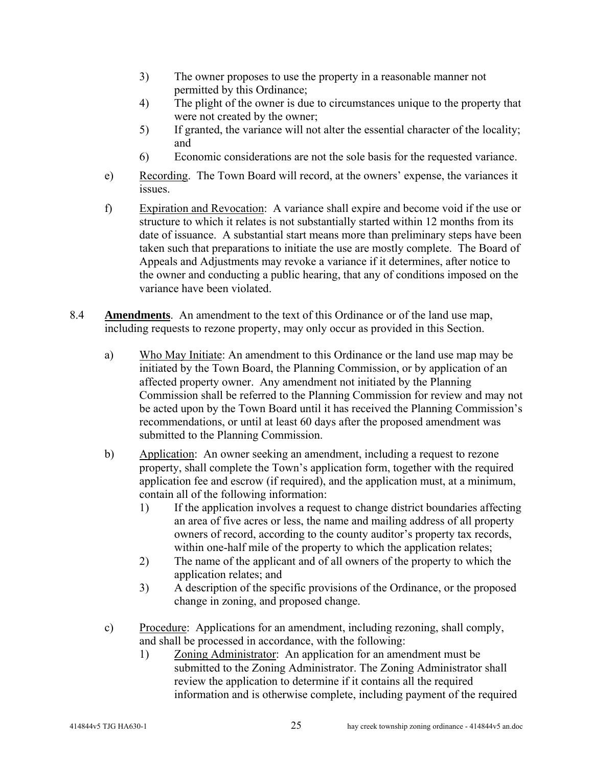3) The owner proposes to use the property in a reasonable manner not permitted by this Ordinance;
4) The plight of the owner is due to circumstances unique to the property that were not created by the owner;
5) If granted, the variance will not alter the essential character of the locality; and
6) Economic considerations are not the sole basis for the requested variance.

e) Recording. The Town Board will record, at the owners' expense, the variances it issues.

f) Expiration and Revocation: A variance shall expire and become void if the use or structure to which it relates is not substantially started within 12 months from its date of issuance. A substantial start means more than preliminary steps have been taken such that preparations to initiate the use are mostly complete. The Board of Appeals and Adjustments may revoke a variance if it determines, after notice to the owner and conducting a public hearing, that any of conditions imposed on the variance have been violated.

8.4 **Amendments**. An amendment to the text of this Ordinance or of the land use map, including requests to rezone property, may only occur as provided in this Section.

a) Who May Initiate: An amendment to this Ordinance or the land use map may be initiated by the Town Board, the Planning Commission, or by application of an affected property owner. Any amendment not initiated by the Planning Commission shall be referred to the Planning Commission for review and may not be acted upon by the Town Board until it has received the Planning Commission's recommendations, or until at least 60 days after the proposed amendment was submitted to the Planning Commission.

b) Application: An owner seeking an amendment, including a request to rezone property, shall complete the Town's application form, together with the required application fee and escrow (if required), and the application must, at a minimum, contain all of the following information:
1) If the application involves a request to change district boundaries affecting an area of five acres or less, the name and mailing address of all property owners of record, according to the county auditor's property tax records, within one-half mile of the property to which the application relates;
2) The name of the applicant and of all owners of the property to which the application relates; and
3) A description of the specific provisions of the Ordinance, or the proposed change in zoning, and proposed change.

c) Procedure: Applications for an amendment, including rezoning, shall comply, and shall be processed in accordance, with the following:
1) Zoning Administrator: An application for an amendment must be submitted to the Zoning Administrator. The Zoning Administrator shall review the application to determine if it contains all the required information and is otherwise complete, including payment of the required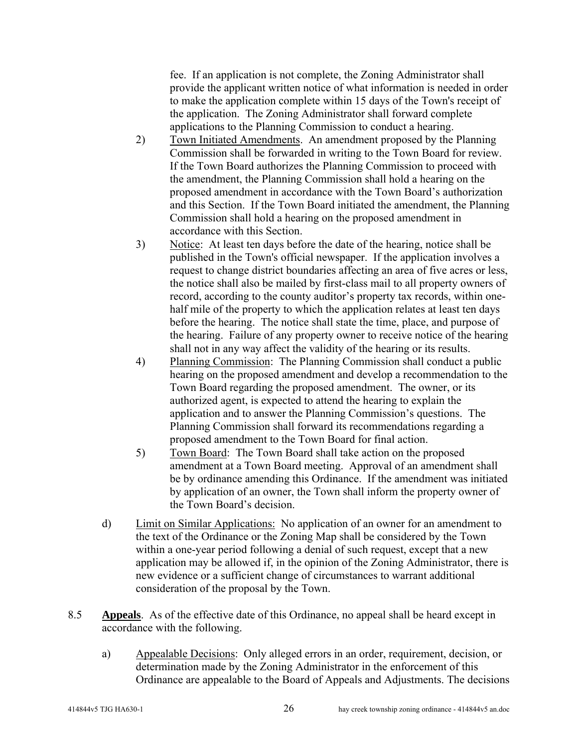fee. If an application is not complete, the Zoning Administrator shall provide the applicant written notice of what information is needed in order to make the application complete within 15 days of the Town's receipt of the application. The Zoning Administrator shall forward complete applications to the Planning Commission to conduct a hearing.

2) Town Initiated Amendments. An amendment proposed by the Planning Commission shall be forwarded in writing to the Town Board for review. If the Town Board authorizes the Planning Commission to proceed with the amendment, the Planning Commission shall hold a hearing on the proposed amendment in accordance with the Town Board's authorization and this Section. If the Town Board initiated the amendment, the Planning Commission shall hold a hearing on the proposed amendment in accordance with this Section.

3) Notice: At least ten days before the date of the hearing, notice shall be published in the Town's official newspaper. If the application involves a request to change district boundaries affecting an area of five acres or less, the notice shall also be mailed by first-class mail to all property owners of record, according to the county auditor's property tax records, within one-half mile of the property to which the application relates at least ten days before the hearing. The notice shall state the time, place, and purpose of the hearing. Failure of any property owner to receive notice of the hearing shall not in any way affect the validity of the hearing or its results.

4) Planning Commission: The Planning Commission shall conduct a public hearing on the proposed amendment and develop a recommendation to the Town Board regarding the proposed amendment. The owner, or its authorized agent, is expected to attend the hearing to explain the application and to answer the Planning Commission's questions. The Planning Commission shall forward its recommendations regarding a proposed amendment to the Town Board for final action.

5) Town Board: The Town Board shall take action on the proposed amendment at a Town Board meeting. Approval of an amendment shall be by ordinance amending this Ordinance. If the amendment was initiated by application of an owner, the Town shall inform the property owner of the Town Board's decision.

d) Limit on Similar Applications: No application of an owner for an amendment to the text of the Ordinance or the Zoning Map shall be considered by the Town within a one-year period following a denial of such request, except that a new application may be allowed if, in the opinion of the Zoning Administrator, there is new evidence or a sufficient change of circumstances to warrant additional consideration of the proposal by the Town.

8.5 **Appeals**. As of the effective date of this Ordinance, no appeal shall be heard except in accordance with the following.

a) Appealable Decisions: Only alleged errors in an order, requirement, decision, or determination made by the Zoning Administrator in the enforcement of this Ordinance are appealable to the Board of Appeals and Adjustments. The decisions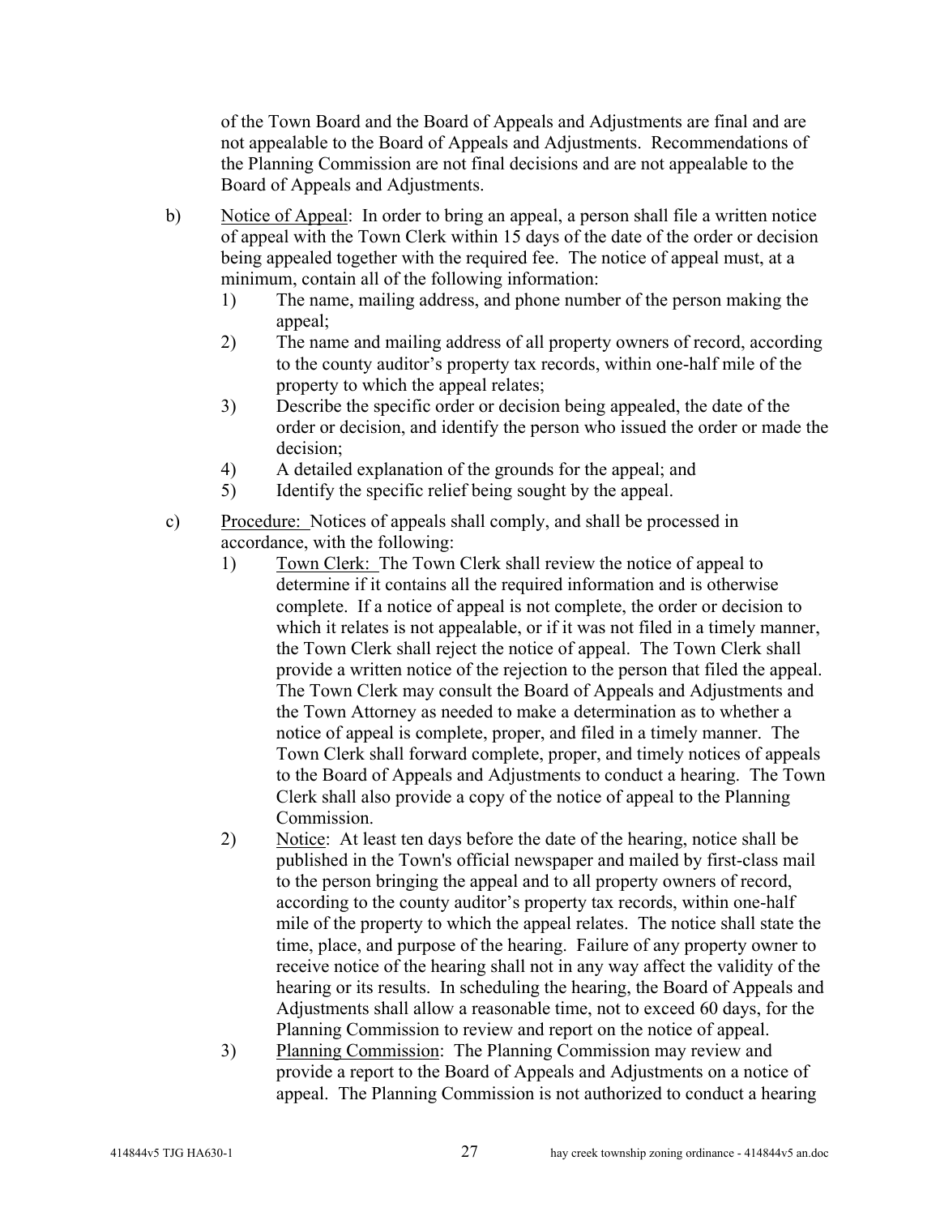of the Town Board and the Board of Appeals and Adjustments are final and are not appealable to the Board of Appeals and Adjustments. Recommendations of the Planning Commission are not final decisions and are not appealable to the Board of Appeals and Adjustments.

b) Notice of Appeal: In order to bring an appeal, a person shall file a written notice of appeal with the Town Clerk within 15 days of the date of the order or decision being appealed together with the required fee. The notice of appeal must, at a minimum, contain all of the following information:

   1) The name, mailing address, and phone number of the person making the appeal;
   2) The name and mailing address of all property owners of record, according to the county auditor's property tax records, within one-half mile of the property to which the appeal relates;
   3) Describe the specific order or decision being appealed, the date of the order or decision, and identify the person who issued the order or made the decision;
   4) A detailed explanation of the grounds for the appeal; and
   5) Identify the specific relief being sought by the appeal.

c) Procedure: Notices of appeals shall comply, and shall be processed in accordance, with the following:

   1) Town Clerk: The Town Clerk shall review the notice of appeal to determine if it contains all the required information and is otherwise complete. If a notice of appeal is not complete, the order or decision to which it relates is not appealable, or if it was not filed in a timely manner, the Town Clerk shall reject the notice of appeal. The Town Clerk shall provide a written notice of the rejection to the person that filed the appeal. The Town Clerk may consult the Board of Appeals and Adjustments and the Town Attorney as needed to make a determination as to whether a notice of appeal is complete, proper, and filed in a timely manner. The Town Clerk shall forward complete, proper, and timely notices of appeals to the Board of Appeals and Adjustments to conduct a hearing. The Town Clerk shall also provide a copy of the notice of appeal to the Planning Commission.
   2) Notice: At least ten days before the date of the hearing, notice shall be published in the Town's official newspaper and mailed by first-class mail to the person bringing the appeal and to all property owners of record, according to the county auditor's property tax records, within one-half mile of the property to which the appeal relates. The notice shall state the time, place, and purpose of the hearing. Failure of any property owner to receive notice of the hearing shall not in any way affect the validity of the hearing or its results. In scheduling the hearing, the Board of Appeals and Adjustments shall allow a reasonable time, not to exceed 60 days, for the Planning Commission to review and report on the notice of appeal.
   3) Planning Commission: The Planning Commission may review and provide a report to the Board of Appeals and Adjustments on a notice of appeal. The Planning Commission is not authorized to conduct a hearing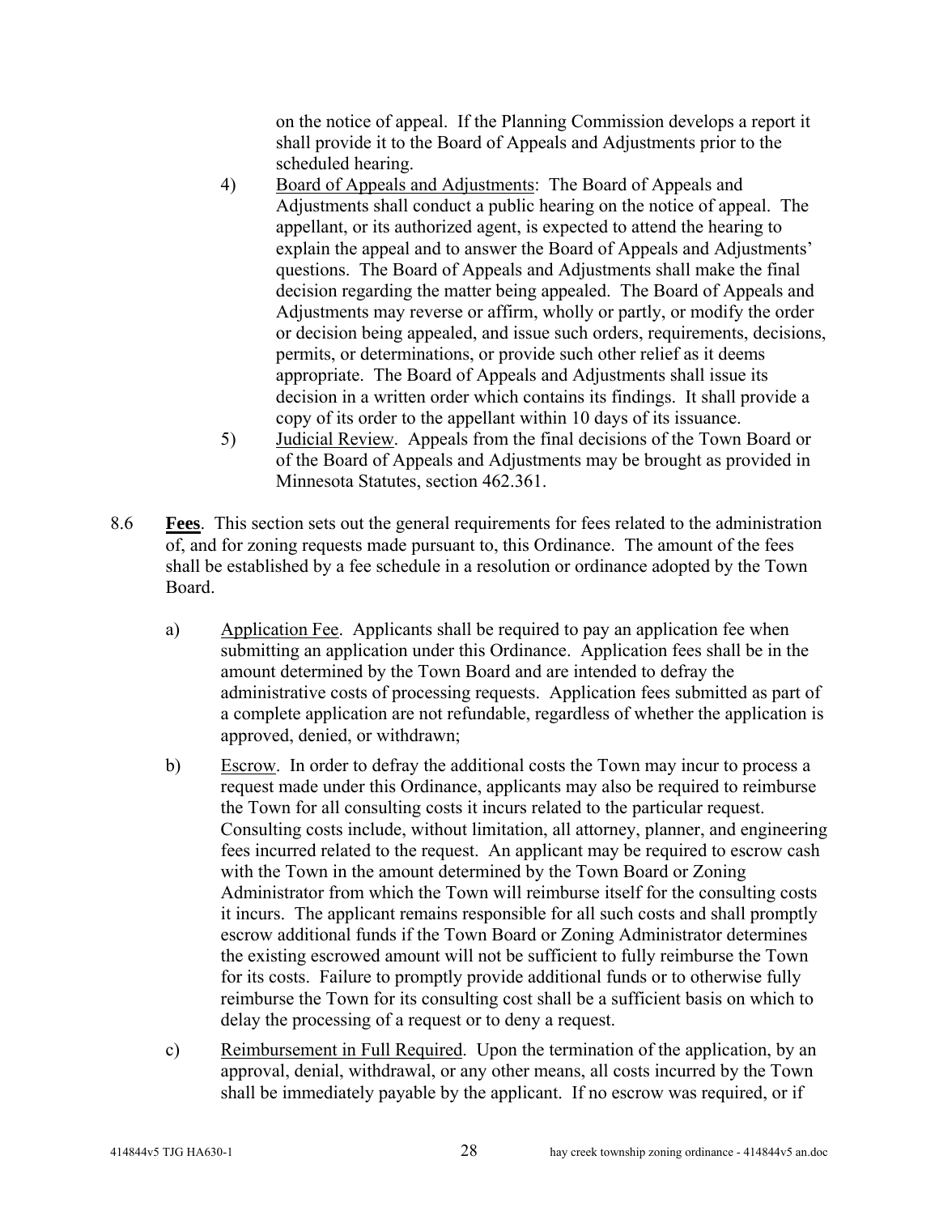on the notice of appeal. If the Planning Commission develops a report it shall provide it to the Board of Appeals and Adjustments prior to the scheduled hearing.

4) Board of Appeals and Adjustments: The Board of Appeals and Adjustments shall conduct a public hearing on the notice of appeal. The appellant, or its authorized agent, is expected to attend the hearing to explain the appeal and to answer the Board of Appeals and Adjustments' questions. The Board of Appeals and Adjustments shall make the final decision regarding the matter being appealed. The Board of Appeals and Adjustments may reverse or affirm, wholly or partly, or modify the order or decision being appealed, and issue such orders, requirements, decisions, permits, or determinations, or provide such other relief as it deems appropriate. The Board of Appeals and Adjustments shall issue its decision in a written order which contains its findings. It shall provide a copy of its order to the appellant within 10 days of its issuance.

5) Judicial Review. Appeals from the final decisions of the Town Board or of the Board of Appeals and Adjustments may be brought as provided in Minnesota Statutes, section 462.361.

8.6 **Fees**. This section sets out the general requirements for fees related to the administration of, and for zoning requests made pursuant to, this Ordinance. The amount of the fees shall be established by a fee schedule in a resolution or ordinance adopted by the Town Board.

a) Application Fee. Applicants shall be required to pay an application fee when submitting an application under this Ordinance. Application fees shall be in the amount determined by the Town Board and are intended to defray the administrative costs of processing requests. Application fees submitted as part of a complete application are not refundable, regardless of whether the application is approved, denied, or withdrawn;

b) Escrow. In order to defray the additional costs the Town may incur to process a request made under this Ordinance, applicants may also be required to reimburse the Town for all consulting costs it incurs related to the particular request. Consulting costs include, without limitation, all attorney, planner, and engineering fees incurred related to the request. An applicant may be required to escrow cash with the Town in the amount determined by the Town Board or Zoning Administrator from which the Town will reimburse itself for the consulting costs it incurs. The applicant remains responsible for all such costs and shall promptly escrow additional funds if the Town Board or Zoning Administrator determines the existing escrowed amount will not be sufficient to fully reimburse the Town for its costs. Failure to promptly provide additional funds or to otherwise fully reimburse the Town for its consulting cost shall be a sufficient basis on which to delay the processing of a request or to deny a request.

c) Reimbursement in Full Required. Upon the termination of the application, by an approval, denial, withdrawal, or any other means, all costs incurred by the Town shall be immediately payable by the applicant. If no escrow was required, or if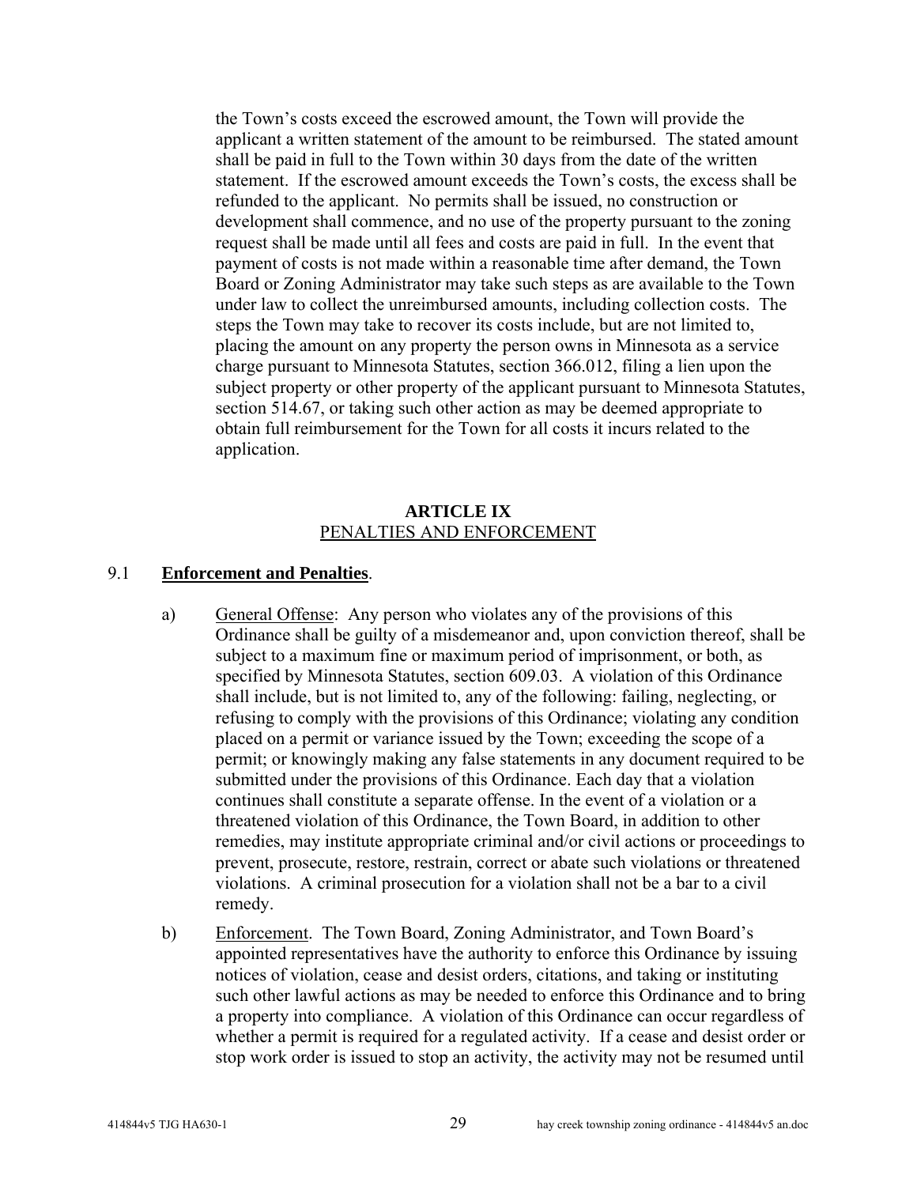the Town's costs exceed the escrowed amount, the Town will provide the applicant a written statement of the amount to be reimbursed. The stated amount shall be paid in full to the Town within 30 days from the date of the written statement. If the escrowed amount exceeds the Town's costs, the excess shall be refunded to the applicant. No permits shall be issued, no construction or development shall commence, and no use of the property pursuant to the zoning request shall be made until all fees and costs are paid in full. In the event that payment of costs is not made within a reasonable time after demand, the Town Board or Zoning Administrator may take such steps as are available to the Town under law to collect the unreimbursed amounts, including collection costs. The steps the Town may take to recover its costs include, but are not limited to, placing the amount on any property the person owns in Minnesota as a service charge pursuant to Minnesota Statutes, section 366.012, filing a lien upon the subject property or other property of the applicant pursuant to Minnesota Statutes, section 514.67, or taking such other action as may be deemed appropriate to obtain full reimbursement for the Town for all costs it incurs related to the application.

## ARTICLE IX
## PENALTIES AND ENFORCEMENT

### 9.1 **Enforcement and Penalties**.

a) General Offense: Any person who violates any of the provisions of this Ordinance shall be guilty of a misdemeanor and, upon conviction thereof, shall be subject to a maximum fine or maximum period of imprisonment, or both, as specified by Minnesota Statutes, section 609.03. A violation of this Ordinance shall include, but is not limited to, any of the following: failing, neglecting, or refusing to comply with the provisions of this Ordinance; violating any condition placed on a permit or variance issued by the Town; exceeding the scope of a permit; or knowingly making any false statements in any document required to be submitted under the provisions of this Ordinance. Each day that a violation continues shall constitute a separate offense. In the event of a violation or a threatened violation of this Ordinance, the Town Board, in addition to other remedies, may institute appropriate criminal and/or civil actions or proceedings to prevent, prosecute, restore, restrain, correct or abate such violations or threatened violations. A criminal prosecution for a violation shall not be a bar to a civil remedy.

b) Enforcement. The Town Board, Zoning Administrator, and Town Board's appointed representatives have the authority to enforce this Ordinance by issuing notices of violation, cease and desist orders, citations, and taking or instituting such other lawful actions as may be needed to enforce this Ordinance and to bring a property into compliance. A violation of this Ordinance can occur regardless of whether a permit is required for a regulated activity. If a cease and desist order or stop work order is issued to stop an activity, the activity may not be resumed until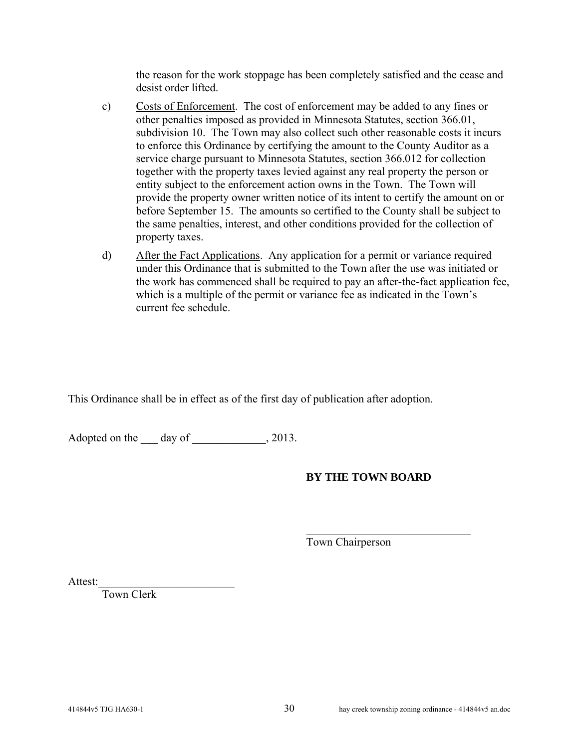the reason for the work stoppage has been completely satisfied and the cease and desist order lifted.

c) Costs of Enforcement. The cost of enforcement may be added to any fines or other penalties imposed as provided in Minnesota Statutes, section 366.01, subdivision 10. The Town may also collect such other reasonable costs it incurs to enforce this Ordinance by certifying the amount to the County Auditor as a service charge pursuant to Minnesota Statutes, section 366.012 for collection together with the property taxes levied against any real property the person or entity subject to the enforcement action owns in the Town. The Town will provide the property owner written notice of its intent to certify the amount on or before September 15. The amounts so certified to the County shall be subject to the same penalties, interest, and other conditions provided for the collection of property taxes.

d) After the Fact Applications. Any application for a permit or variance required under this Ordinance that is submitted to the Town after the use was initiated or the work has commenced shall be required to pay an after-the-fact application fee, which is a multiple of the permit or variance fee as indicated in the Town's current fee schedule.

This Ordinance shall be in effect as of the first day of publication after adoption.

Adopted on the ___ day of _____________, 2013.

**BY THE TOWN BOARD**

_____________________________
Town Chairperson

Attest:________________________
Town Clerk